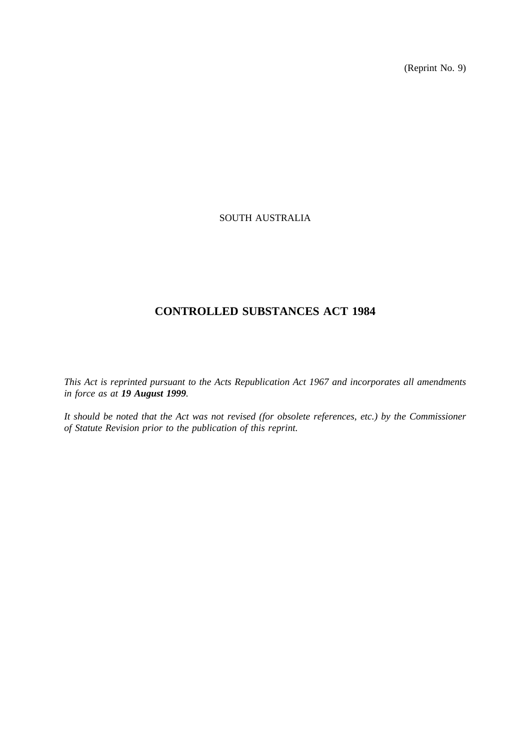(Reprint No. 9)

SOUTH AUSTRALIA

# CONTROLLED SUBSTANCES ACT 1984

*This Act is reprinted pursuant to the Acts Republication Act 1967 and incorporates all amendments in force as at **19 August 1999**.*

*It should be noted that the Act was not revised (for obsolete references, etc.) by the Commissioner of Statute Revision prior to the publication of this reprint.*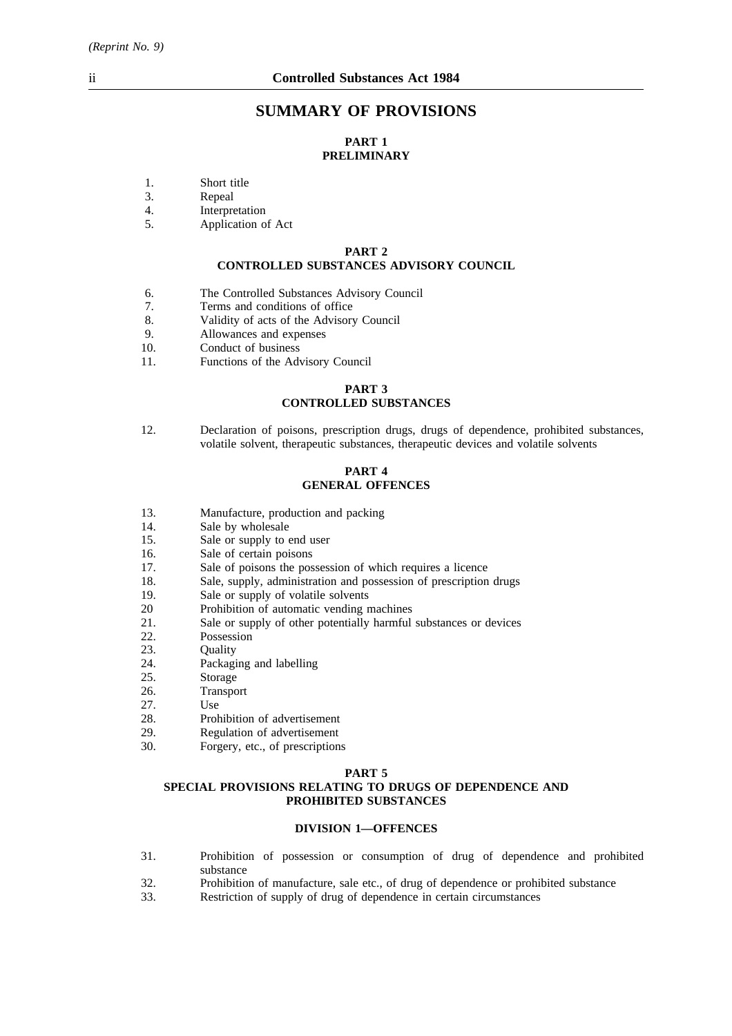# SUMMARY OF PROVISIONS

## PART 1
## PRELIMINARY

1. Short title
3. Repeal
4. Interpretation
5. Application of Act

## PART 2
## CONTROLLED SUBSTANCES ADVISORY COUNCIL

6. The Controlled Substances Advisory Council
7. Terms and conditions of office
8. Validity of acts of the Advisory Council
9. Allowances and expenses
10. Conduct of business
11. Functions of the Advisory Council

## PART 3
## CONTROLLED SUBSTANCES

12. Declaration of poisons, prescription drugs, drugs of dependence, prohibited substances, volatile solvent, therapeutic substances, therapeutic devices and volatile solvents

## PART 4
## GENERAL OFFENCES

13. Manufacture, production and packing
14. Sale by wholesale
15. Sale or supply to end user
16. Sale of certain poisons
17. Sale of poisons the possession of which requires a licence
18. Sale, supply, administration and possession of prescription drugs
19. Sale or supply of volatile solvents
20 Prohibition of automatic vending machines
21. Sale or supply of other potentially harmful substances or devices
22. Possession
23. Quality
24. Packaging and labelling
25. Storage
26. Transport
27. Use
28. Prohibition of advertisement
29. Regulation of advertisement
30. Forgery, etc., of prescriptions

## PART 5
## SPECIAL PROVISIONS RELATING TO DRUGS OF DEPENDENCE AND PROHIBITED SUBSTANCES

### DIVISION 1—OFFENCES

31. Prohibition of possession or consumption of drug of dependence and prohibited substance
32. Prohibition of manufacture, sale etc., of drug of dependence or prohibited substance
33. Restriction of supply of drug of dependence in certain circumstances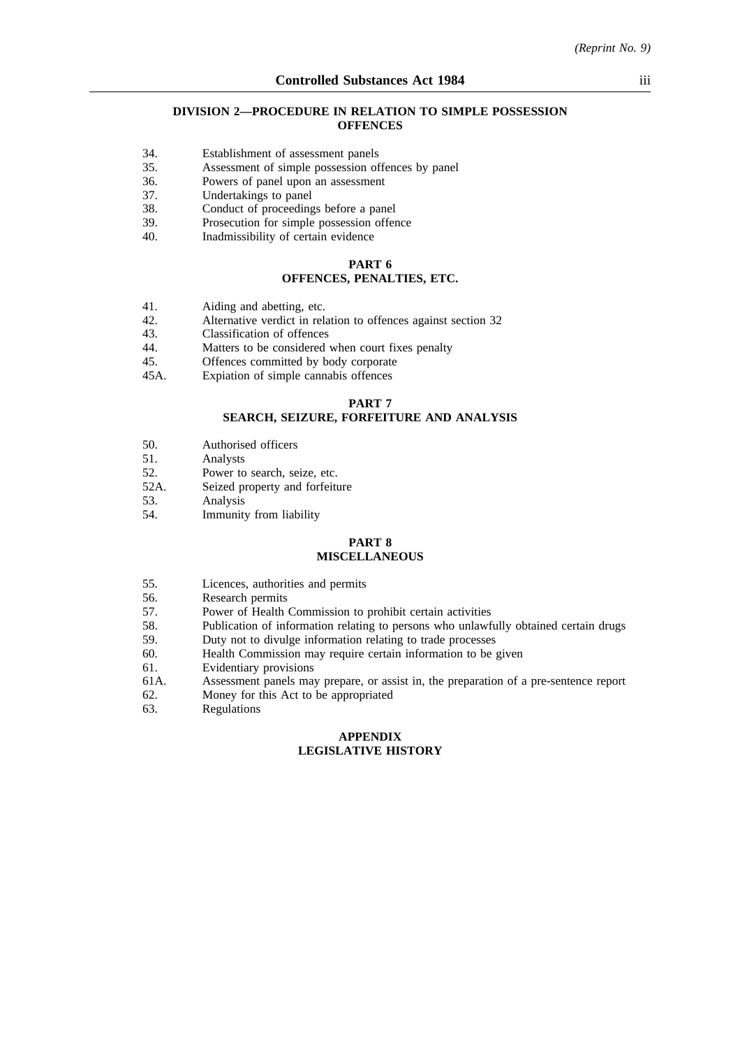#### DIVISION 2—PROCEDURE IN RELATION TO SIMPLE POSSESSION OFFENCES

34. Establishment of assessment panels
35. Assessment of simple possession offences by panel
36. Powers of panel upon an assessment
37. Undertakings to panel
38. Conduct of proceedings before a panel
39. Prosecution for simple possession offence
40. Inadmissibility of certain evidence

### PART 6
### OFFENCES, PENALTIES, ETC.

41. Aiding and abetting, etc.
42. Alternative verdict in relation to offences against section 32
43. Classification of offences
44. Matters to be considered when court fixes penalty
45. Offences committed by body corporate
45A. Expiation of simple cannabis offences

### PART 7
### SEARCH, SEIZURE, FORFEITURE AND ANALYSIS

50. Authorised officers
51. Analysts
52. Power to search, seize, etc.
52A. Seized property and forfeiture
53. Analysis
54. Immunity from liability

### PART 8
### MISCELLANEOUS

55. Licences, authorities and permits
56. Research permits
57. Power of Health Commission to prohibit certain activities
58. Publication of information relating to persons who unlawfully obtained certain drugs
59. Duty not to divulge information relating to trade processes
60. Health Commission may require certain information to be given
61. Evidentiary provisions
61A. Assessment panels may prepare, or assist in, the preparation of a pre-sentence report
62. Money for this Act to be appropriated
63. Regulations

### APPENDIX
### LEGISLATIVE HISTORY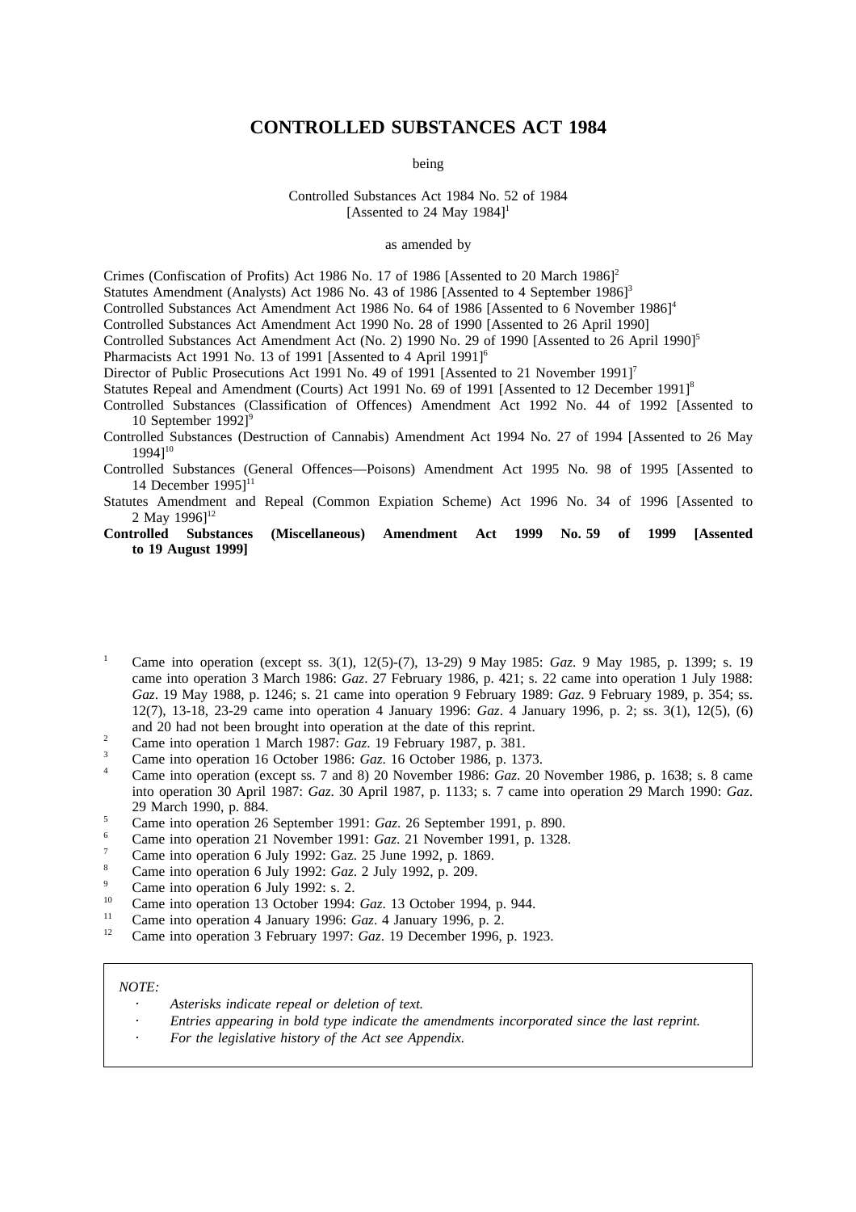# CONTROLLED SUBSTANCES ACT 1984

being

Controlled Substances Act 1984 No. 52 of 1984
[Assented to 24 May 1984][1]

as amended by

Crimes (Confiscation of Profits) Act 1986 No. 17 of 1986 [Assented to 20 March 1986][2]
Statutes Amendment (Analysts) Act 1986 No. 43 of 1986 [Assented to 4 September 1986][3]
Controlled Substances Act Amendment Act 1986 No. 64 of 1986 [Assented to 6 November 1986][4]
Controlled Substances Act Amendment Act 1990 No. 28 of 1990 [Assented to 26 April 1990]
Controlled Substances Act Amendment Act (No. 2) 1990 No. 29 of 1990 [Assented to 26 April 1990][5]
Pharmacists Act 1991 No. 13 of 1991 [Assented to 4 April 1991][6]
Director of Public Prosecutions Act 1991 No. 49 of 1991 [Assented to 21 November 1991][7]
Statutes Repeal and Amendment (Courts) Act 1991 No. 69 of 1991 [Assented to 12 December 1991][8]
Controlled Substances (Classification of Offences) Amendment Act 1992 No. 44 of 1992 [Assented to 10 September 1992][9]
Controlled Substances (Destruction of Cannabis) Amendment Act 1994 No. 27 of 1994 [Assented to 26 May 1994][10]
Controlled Substances (General Offences—Poisons) Amendment Act 1995 No. 98 of 1995 [Assented to 14 December 1995][11]
Statutes Amendment and Repeal (Common Expiation Scheme) Act 1996 No. 34 of 1996 [Assented to 2 May 1996][12]
**Controlled Substances (Miscellaneous) Amendment Act 1999 No. 59 of 1999 [Assented to 19 August 1999]**

[1] Came into operation (except ss. 3(1), 12(5)-(7), 13-29) 9 May 1985: *Gaz*. 9 May 1985, p. 1399; s. 19 came into operation 3 March 1986: *Gaz*. 27 February 1986, p. 421; s. 22 came into operation 1 July 1988: *Gaz*. 19 May 1988, p. 1246; s. 21 came into operation 9 February 1989: *Gaz*. 9 February 1989, p. 354; ss. 12(7), 13-18, 23-29 came into operation 4 January 1996: *Gaz*. 4 January 1996, p. 2; ss. 3(1), 12(5), (6) and 20 had not been brought into operation at the date of this reprint.

[2] Came into operation 1 March 1987: *Gaz*. 19 February 1987, p. 381.

[3] Came into operation 16 October 1986: *Gaz*. 16 October 1986, p. 1373.

[4] Came into operation (except ss. 7 and 8) 20 November 1986: *Gaz*. 20 November 1986, p. 1638; s. 8 came into operation 30 April 1987: *Gaz*. 30 April 1987, p. 1133; s. 7 came into operation 29 March 1990: *Gaz*. 29 March 1990, p. 884.

[5] Came into operation 26 September 1991: *Gaz*. 26 September 1991, p. 890.

[6] Came into operation 21 November 1991: *Gaz*. 21 November 1991, p. 1328.

[7] Came into operation 6 July 1992: Gaz. 25 June 1992, p. 1869.

[8] Came into operation 6 July 1992: *Gaz*. 2 July 1992, p. 209.

[9] Came into operation 6 July 1992: s. 2.

[10] Came into operation 13 October 1994: *Gaz*. 13 October 1994, p. 944.

[11] Came into operation 4 January 1996: *Gaz*. 4 January 1996, p. 2.

[12] Came into operation 3 February 1997: *Gaz*. 19 December 1996, p. 1923.

*NOTE:*

- *Asterisks indicate repeal or deletion of text.*
- *Entries appearing in bold type indicate the amendments incorporated since the last reprint.*
- *For the legislative history of the Act see Appendix.*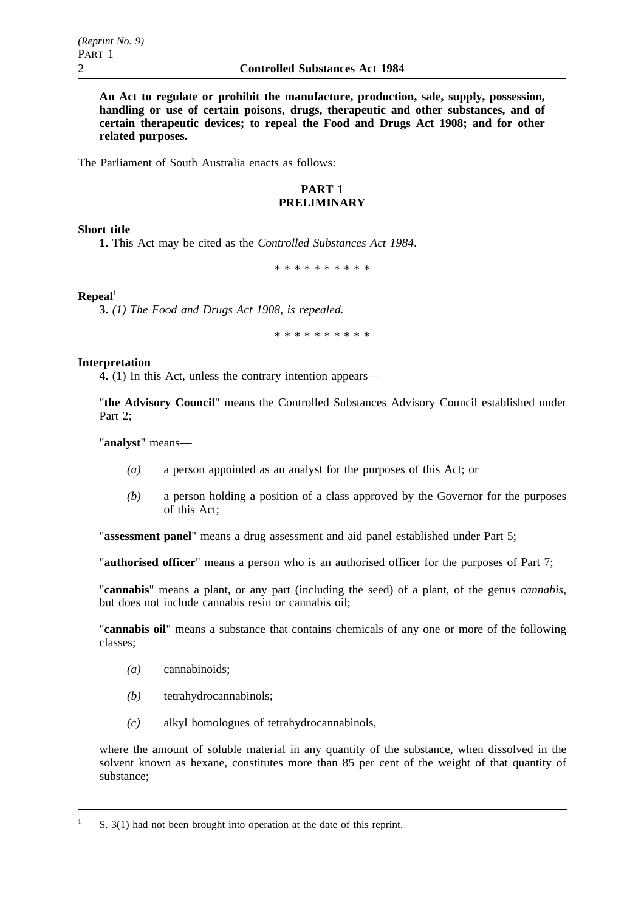**An Act to regulate or prohibit the manufacture, production, sale, supply, possession, handling or use of certain poisons, drugs, therapeutic and other substances, and of certain therapeutic devices; to repeal the Food and Drugs Act 1908; and for other related purposes.**

The Parliament of South Australia enacts as follows:

## PART 1
## PRELIMINARY

**Short title**

**1.** This Act may be cited as the *Controlled Substances Act 1984*.

\* \* \* \* \* \* \* \* \* \*

**Repeal**[1]

**3.** *(1) The Food and Drugs Act 1908, is repealed.*

\* \* \* \* \* \* \* \* \* \*

**Interpretation**

**4.** (1) In this Act, unless the contrary intention appears—

"**the Advisory Council**" means the Controlled Substances Advisory Council established under Part 2;

"**analyst**" means—

*(a)* a person appointed as an analyst for the purposes of this Act; or

*(b)* a person holding a position of a class approved by the Governor for the purposes of this Act;

"**assessment panel**" means a drug assessment and aid panel established under Part 5;

"**authorised officer**" means a person who is an authorised officer for the purposes of Part 7;

"**cannabis**" means a plant, or any part (including the seed) of a plant, of the genus *cannabis*, but does not include cannabis resin or cannabis oil;

"**cannabis oil**" means a substance that contains chemicals of any one or more of the following classes;

*(a)* cannabinoids;

*(b)* tetrahydrocannabinols;

*(c)* alkyl homologues of tetrahydrocannabinols,

where the amount of soluble material in any quantity of the substance, when dissolved in the solvent known as hexane, constitutes more than 85 per cent of the weight of that quantity of substance;

---

[1] S. 3(1) had not been brought into operation at the date of this reprint.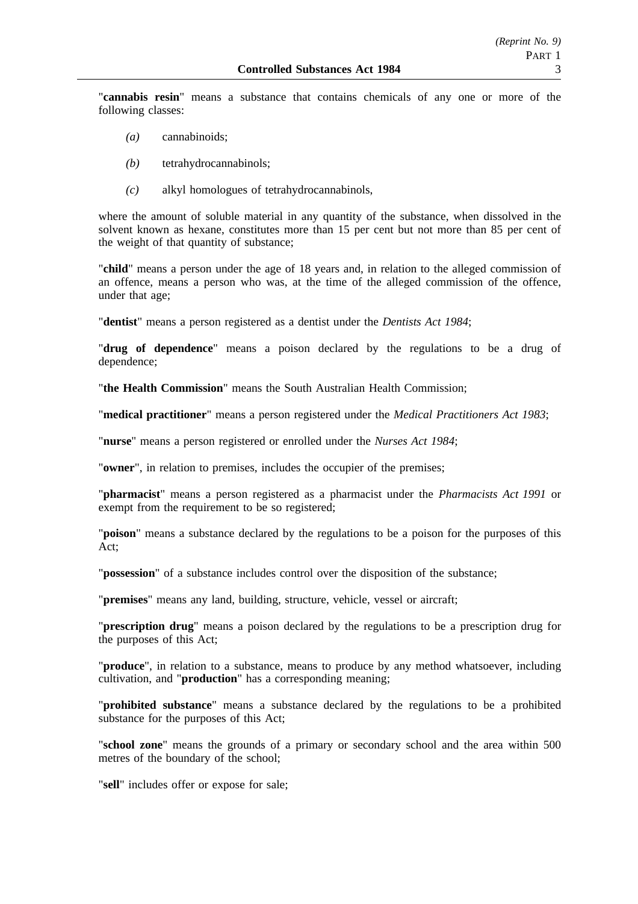"**cannabis resin**" means a substance that contains chemicals of any one or more of the following classes:

*(a)* cannabinoids;

*(b)* tetrahydrocannabinols;

*(c)* alkyl homologues of tetrahydrocannabinols,

where the amount of soluble material in any quantity of the substance, when dissolved in the solvent known as hexane, constitutes more than 15 per cent but not more than 85 per cent of the weight of that quantity of substance;

"**child**" means a person under the age of 18 years and, in relation to the alleged commission of an offence, means a person who was, at the time of the alleged commission of the offence, under that age;

"**dentist**" means a person registered as a dentist under the *Dentists Act 1984*;

"**drug of dependence**" means a poison declared by the regulations to be a drug of dependence;

"**the Health Commission**" means the South Australian Health Commission;

"**medical practitioner**" means a person registered under the *Medical Practitioners Act 1983*;

"**nurse**" means a person registered or enrolled under the *Nurses Act 1984*;

"**owner**", in relation to premises, includes the occupier of the premises;

"**pharmacist**" means a person registered as a pharmacist under the *Pharmacists Act 1991* or exempt from the requirement to be so registered;

"**poison**" means a substance declared by the regulations to be a poison for the purposes of this Act;

"**possession**" of a substance includes control over the disposition of the substance;

"**premises**" means any land, building, structure, vehicle, vessel or aircraft;

"**prescription drug**" means a poison declared by the regulations to be a prescription drug for the purposes of this Act;

"**produce**", in relation to a substance, means to produce by any method whatsoever, including cultivation, and "**production**" has a corresponding meaning;

"**prohibited substance**" means a substance declared by the regulations to be a prohibited substance for the purposes of this Act;

"**school zone**" means the grounds of a primary or secondary school and the area within 500 metres of the boundary of the school;

"**sell**" includes offer or expose for sale;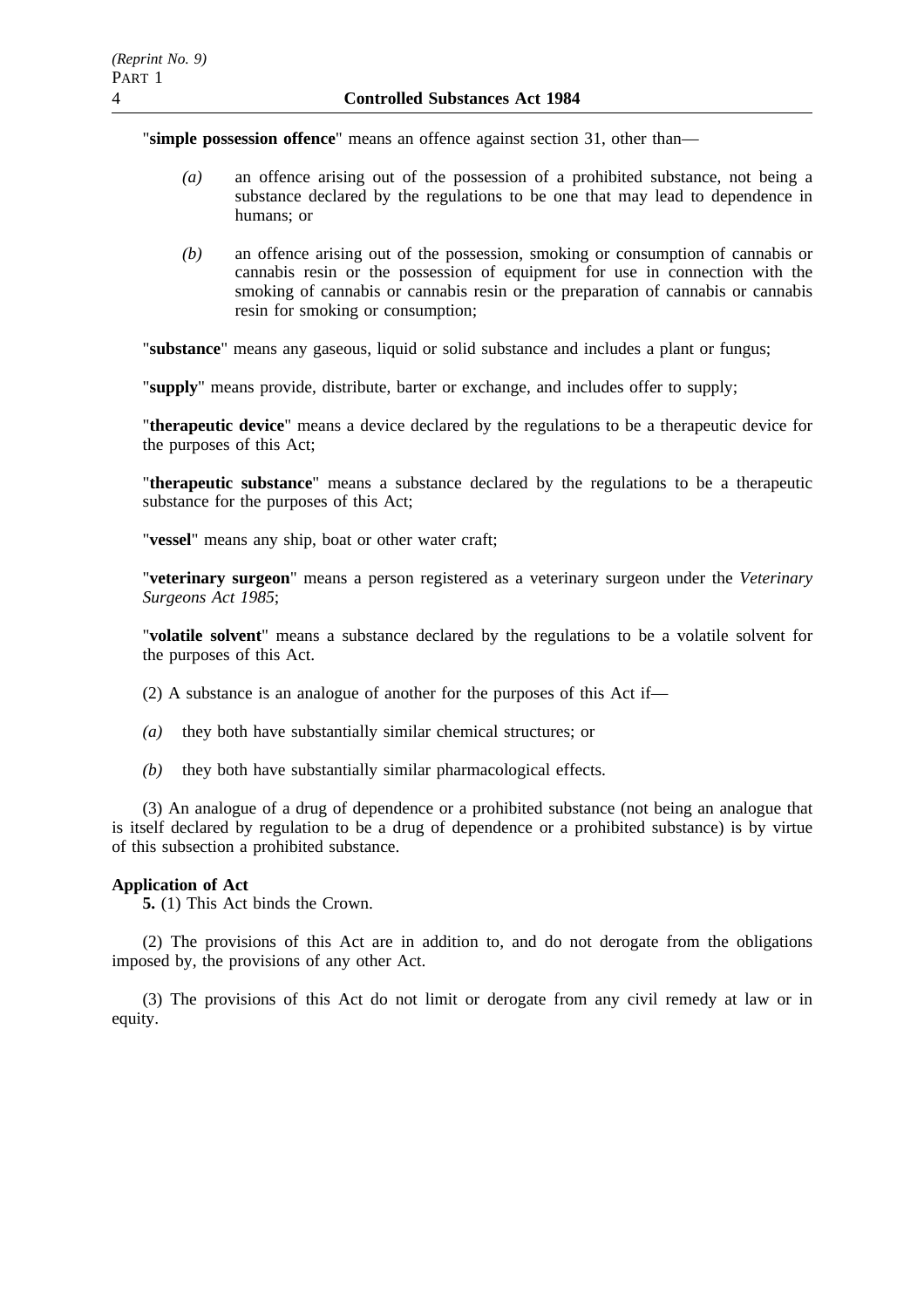"**simple possession offence**" means an offence against section 31, other than—

*(a)* an offence arising out of the possession of a prohibited substance, not being a substance declared by the regulations to be one that may lead to dependence in humans; or

*(b)* an offence arising out of the possession, smoking or consumption of cannabis or cannabis resin or the possession of equipment for use in connection with the smoking of cannabis or cannabis resin or the preparation of cannabis or cannabis resin for smoking or consumption;

"**substance**" means any gaseous, liquid or solid substance and includes a plant or fungus;

"**supply**" means provide, distribute, barter or exchange, and includes offer to supply;

"**therapeutic device**" means a device declared by the regulations to be a therapeutic device for the purposes of this Act;

"**therapeutic substance**" means a substance declared by the regulations to be a therapeutic substance for the purposes of this Act;

"**vessel**" means any ship, boat or other water craft;

"**veterinary surgeon**" means a person registered as a veterinary surgeon under the *Veterinary Surgeons Act 1985*;

"**volatile solvent**" means a substance declared by the regulations to be a volatile solvent for the purposes of this Act.

(2) A substance is an analogue of another for the purposes of this Act if—

*(a)* they both have substantially similar chemical structures; or

*(b)* they both have substantially similar pharmacological effects.

(3) An analogue of a drug of dependence or a prohibited substance (not being an analogue that is itself declared by regulation to be a drug of dependence or a prohibited substance) is by virtue of this subsection a prohibited substance.

**Application of Act**

**5.** (1) This Act binds the Crown.

(2) The provisions of this Act are in addition to, and do not derogate from the obligations imposed by, the provisions of any other Act.

(3) The provisions of this Act do not limit or derogate from any civil remedy at law or in equity.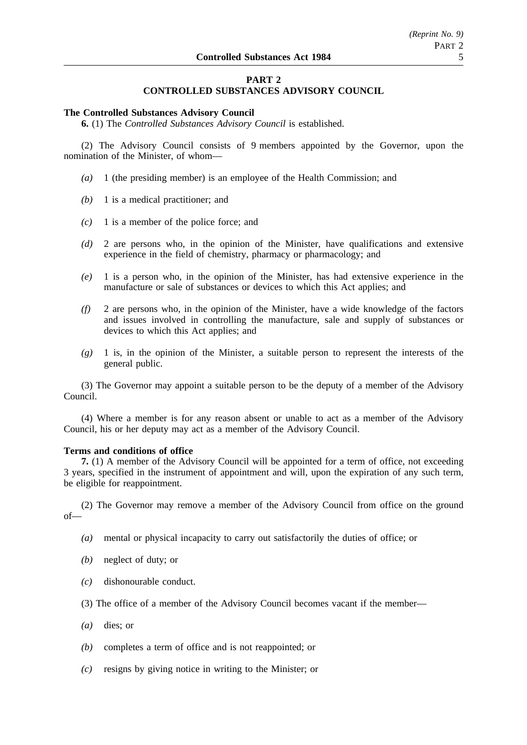## PART 2
## CONTROLLED SUBSTANCES ADVISORY COUNCIL

**The Controlled Substances Advisory Council**

**6.** (1) The *Controlled Substances Advisory Council* is established.

(2) The Advisory Council consists of 9 members appointed by the Governor, upon the nomination of the Minister, of whom—

*(a)* 1 (the presiding member) is an employee of the Health Commission; and

*(b)* 1 is a medical practitioner; and

*(c)* 1 is a member of the police force; and

*(d)* 2 are persons who, in the opinion of the Minister, have qualifications and extensive experience in the field of chemistry, pharmacy or pharmacology; and

*(e)* 1 is a person who, in the opinion of the Minister, has had extensive experience in the manufacture or sale of substances or devices to which this Act applies; and

*(f)* 2 are persons who, in the opinion of the Minister, have a wide knowledge of the factors and issues involved in controlling the manufacture, sale and supply of substances or devices to which this Act applies; and

*(g)* 1 is, in the opinion of the Minister, a suitable person to represent the interests of the general public.

(3) The Governor may appoint a suitable person to be the deputy of a member of the Advisory Council.

(4) Where a member is for any reason absent or unable to act as a member of the Advisory Council, his or her deputy may act as a member of the Advisory Council.

**Terms and conditions of office**

**7.** (1) A member of the Advisory Council will be appointed for a term of office, not exceeding 3 years, specified in the instrument of appointment and will, upon the expiration of any such term, be eligible for reappointment.

(2) The Governor may remove a member of the Advisory Council from office on the ground of—

*(a)* mental or physical incapacity to carry out satisfactorily the duties of office; or

*(b)* neglect of duty; or

*(c)* dishonourable conduct.

(3) The office of a member of the Advisory Council becomes vacant if the member—

*(a)* dies; or

*(b)* completes a term of office and is not reappointed; or

*(c)* resigns by giving notice in writing to the Minister; or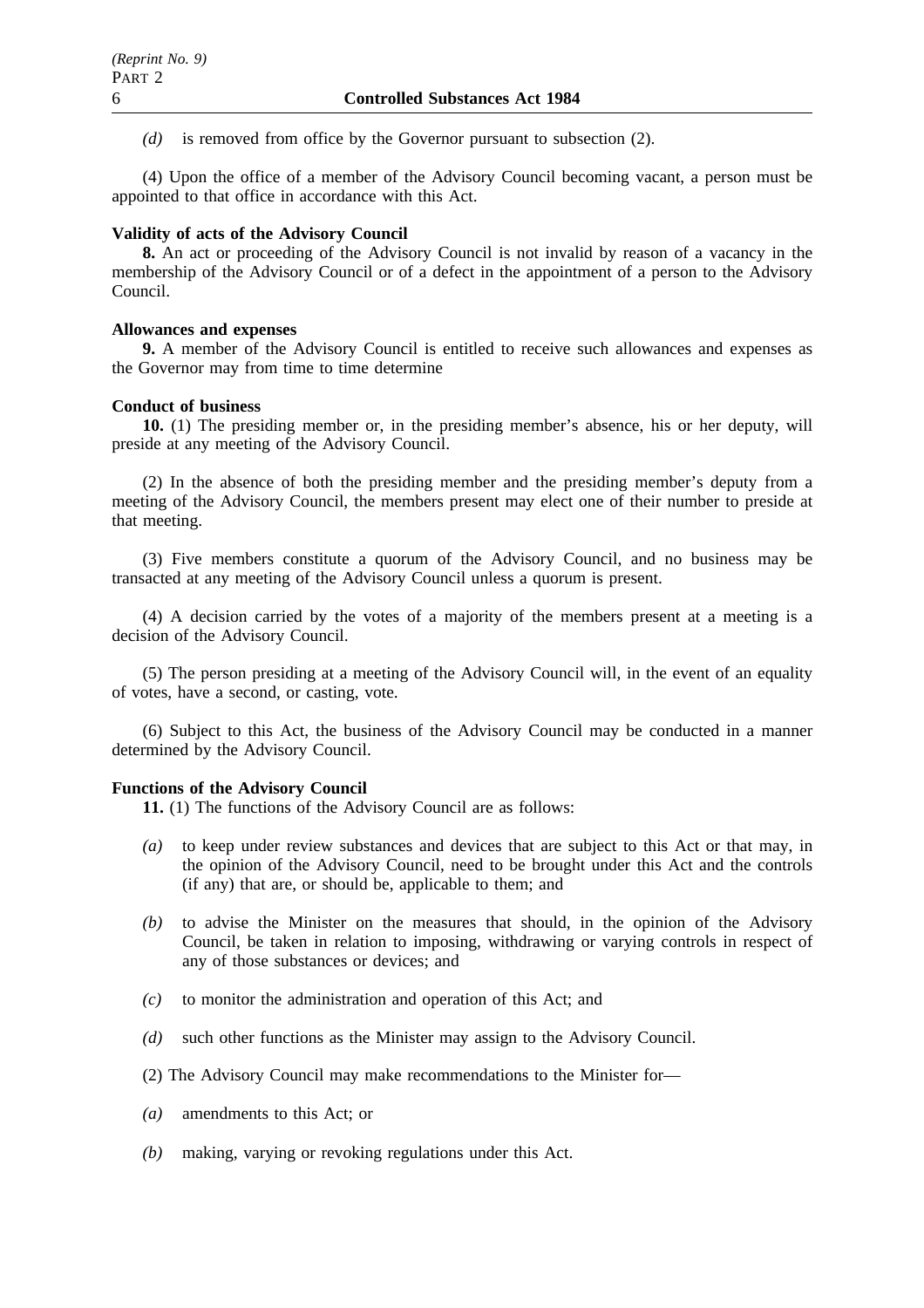*(d)* is removed from office by the Governor pursuant to subsection (2).

(4) Upon the office of a member of the Advisory Council becoming vacant, a person must be appointed to that office in accordance with this Act.

**Validity of acts of the Advisory Council**

**8.** An act or proceeding of the Advisory Council is not invalid by reason of a vacancy in the membership of the Advisory Council or of a defect in the appointment of a person to the Advisory Council.

**Allowances and expenses**

**9.** A member of the Advisory Council is entitled to receive such allowances and expenses as the Governor may from time to time determine

**Conduct of business**

**10.** (1) The presiding member or, in the presiding member's absence, his or her deputy, will preside at any meeting of the Advisory Council.

(2) In the absence of both the presiding member and the presiding member's deputy from a meeting of the Advisory Council, the members present may elect one of their number to preside at that meeting.

(3) Five members constitute a quorum of the Advisory Council, and no business may be transacted at any meeting of the Advisory Council unless a quorum is present.

(4) A decision carried by the votes of a majority of the members present at a meeting is a decision of the Advisory Council.

(5) The person presiding at a meeting of the Advisory Council will, in the event of an equality of votes, have a second, or casting, vote.

(6) Subject to this Act, the business of the Advisory Council may be conducted in a manner determined by the Advisory Council.

**Functions of the Advisory Council**

**11.** (1) The functions of the Advisory Council are as follows:

*(a)* to keep under review substances and devices that are subject to this Act or that may, in the opinion of the Advisory Council, need to be brought under this Act and the controls (if any) that are, or should be, applicable to them; and

*(b)* to advise the Minister on the measures that should, in the opinion of the Advisory Council, be taken in relation to imposing, withdrawing or varying controls in respect of any of those substances or devices; and

*(c)* to monitor the administration and operation of this Act; and

*(d)* such other functions as the Minister may assign to the Advisory Council.

(2) The Advisory Council may make recommendations to the Minister for—

*(a)* amendments to this Act; or

*(b)* making, varying or revoking regulations under this Act.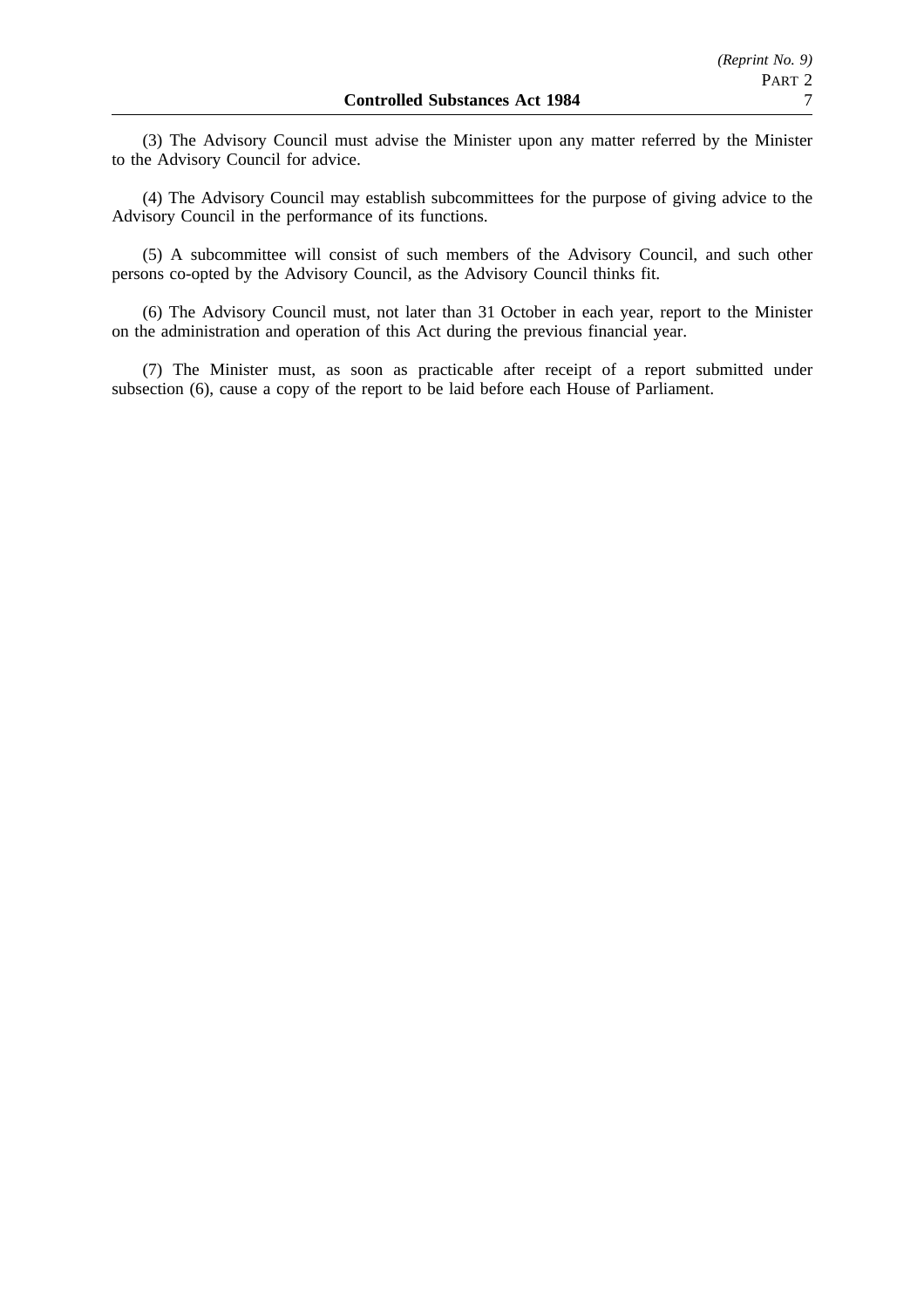(3) The Advisory Council must advise the Minister upon any matter referred by the Minister to the Advisory Council for advice.

(4) The Advisory Council may establish subcommittees for the purpose of giving advice to the Advisory Council in the performance of its functions.

(5) A subcommittee will consist of such members of the Advisory Council, and such other persons co-opted by the Advisory Council, as the Advisory Council thinks fit.

(6) The Advisory Council must, not later than 31 October in each year, report to the Minister on the administration and operation of this Act during the previous financial year.

(7) The Minister must, as soon as practicable after receipt of a report submitted under subsection (6), cause a copy of the report to be laid before each House of Parliament.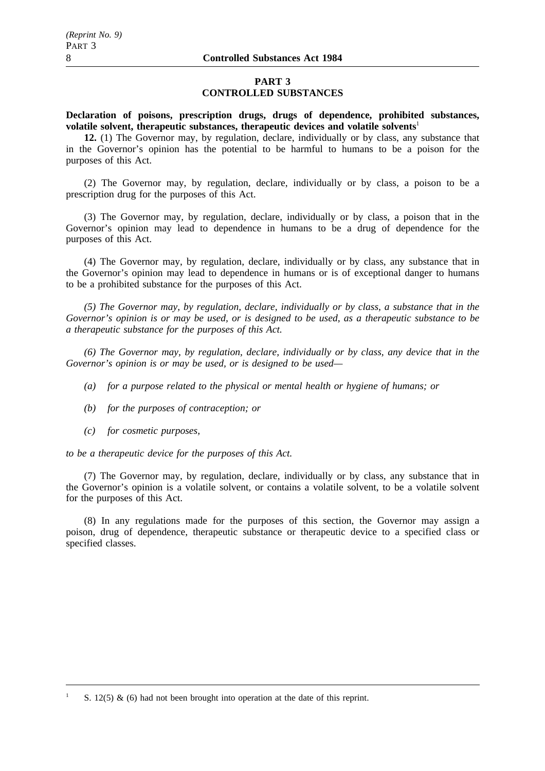## PART 3
## CONTROLLED SUBSTANCES

**Declaration of poisons, prescription drugs, drugs of dependence, prohibited substances, volatile solvent, therapeutic substances, therapeutic devices and volatile solvents**[1]

**12.** (1) The Governor may, by regulation, declare, individually or by class, any substance that in the Governor's opinion has the potential to be harmful to humans to be a poison for the purposes of this Act.

(2) The Governor may, by regulation, declare, individually or by class, a poison to be a prescription drug for the purposes of this Act.

(3) The Governor may, by regulation, declare, individually or by class, a poison that in the Governor's opinion may lead to dependence in humans to be a drug of dependence for the purposes of this Act.

(4) The Governor may, by regulation, declare, individually or by class, any substance that in the Governor's opinion may lead to dependence in humans or is of exceptional danger to humans to be a prohibited substance for the purposes of this Act.

*(5) The Governor may, by regulation, declare, individually or by class, a substance that in the Governor's opinion is or may be used, or is designed to be used, as a therapeutic substance to be a therapeutic substance for the purposes of this Act.*

*(6) The Governor may, by regulation, declare, individually or by class, any device that in the Governor's opinion is or may be used, or is designed to be used—*

*(a) for a purpose related to the physical or mental health or hygiene of humans; or*

*(b) for the purposes of contraception; or*

*(c) for cosmetic purposes,*

*to be a therapeutic device for the purposes of this Act.*

(7) The Governor may, by regulation, declare, individually or by class, any substance that in the Governor's opinion is a volatile solvent, or contains a volatile solvent, to be a volatile solvent for the purposes of this Act.

(8) In any regulations made for the purposes of this section, the Governor may assign a poison, drug of dependence, therapeutic substance or therapeutic device to a specified class or specified classes.

---

[1] S. 12(5) & (6) had not been brought into operation at the date of this reprint.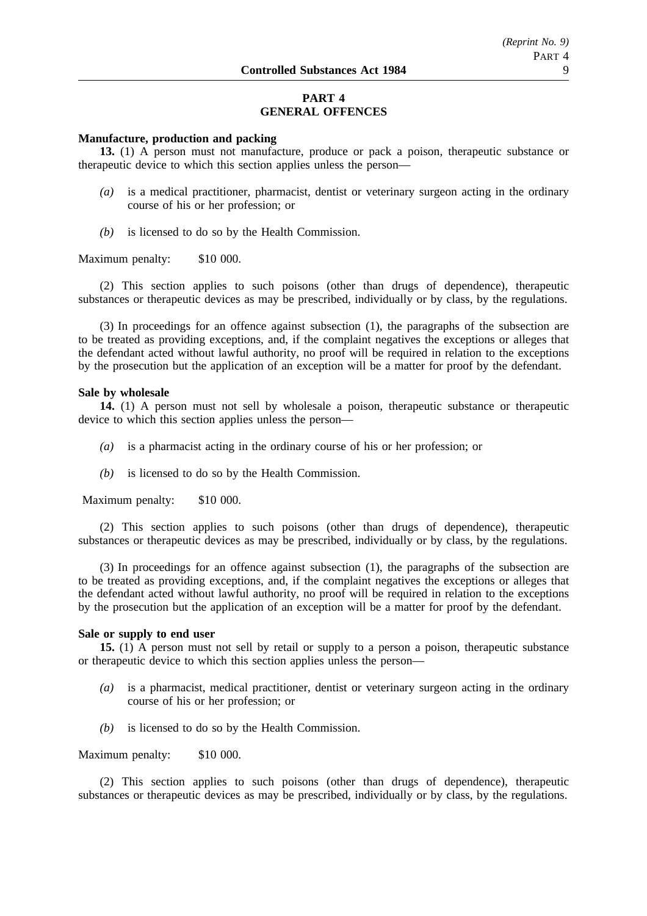# PART 4
# GENERAL OFFENCES

**Manufacture, production and packing**

**13.** (1) A person must not manufacture, produce or pack a poison, therapeutic substance or therapeutic device to which this section applies unless the person—

*(a)* is a medical practitioner, pharmacist, dentist or veterinary surgeon acting in the ordinary course of his or her profession; or

*(b)* is licensed to do so by the Health Commission.

Maximum penalty: $10 000.

(2) This section applies to such poisons (other than drugs of dependence), therapeutic substances or therapeutic devices as may be prescribed, individually or by class, by the regulations.

(3) In proceedings for an offence against subsection (1), the paragraphs of the subsection are to be treated as providing exceptions, and, if the complaint negatives the exceptions or alleges that the defendant acted without lawful authority, no proof will be required in relation to the exceptions by the prosecution but the application of an exception will be a matter for proof by the defendant.

**Sale by wholesale**

**14.** (1) A person must not sell by wholesale a poison, therapeutic substance or therapeutic device to which this section applies unless the person—

*(a)* is a pharmacist acting in the ordinary course of his or her profession; or

*(b)* is licensed to do so by the Health Commission.

Maximum penalty: $10 000.

(2) This section applies to such poisons (other than drugs of dependence), therapeutic substances or therapeutic devices as may be prescribed, individually or by class, by the regulations.

(3) In proceedings for an offence against subsection (1), the paragraphs of the subsection are to be treated as providing exceptions, and, if the complaint negatives the exceptions or alleges that the defendant acted without lawful authority, no proof will be required in relation to the exceptions by the prosecution but the application of an exception will be a matter for proof by the defendant.

**Sale or supply to end user**

**15.** (1) A person must not sell by retail or supply to a person a poison, therapeutic substance or therapeutic device to which this section applies unless the person—

*(a)* is a pharmacist, medical practitioner, dentist or veterinary surgeon acting in the ordinary course of his or her profession; or

*(b)* is licensed to do so by the Health Commission.

Maximum penalty: $10 000.

(2) This section applies to such poisons (other than drugs of dependence), therapeutic substances or therapeutic devices as may be prescribed, individually or by class, by the regulations.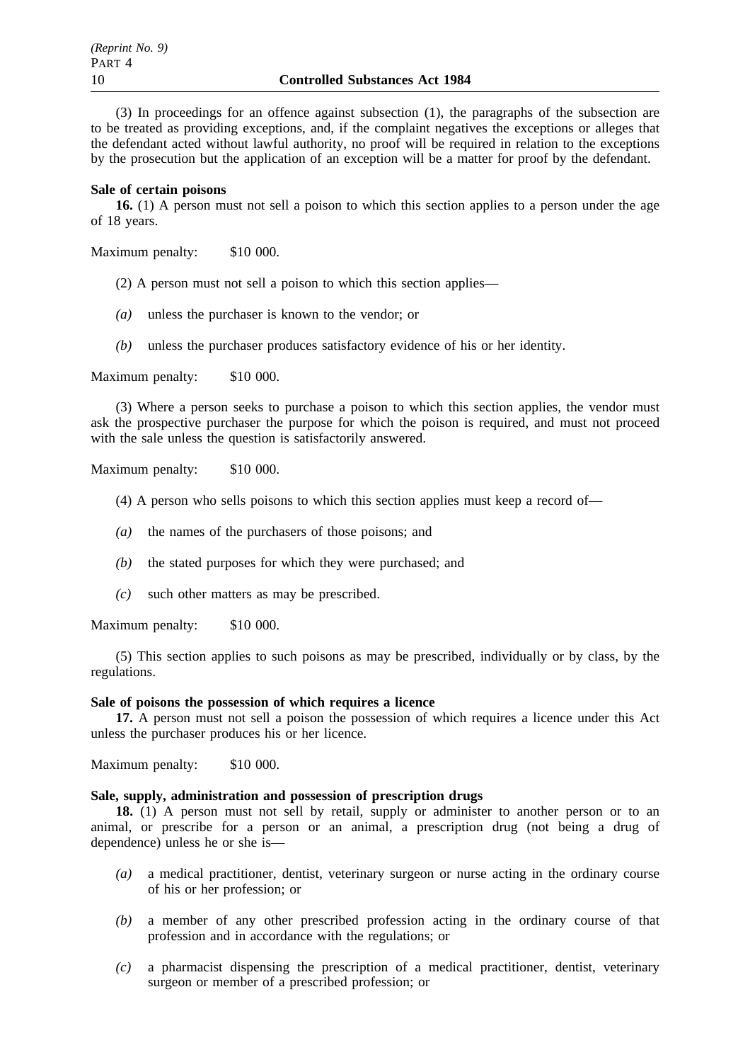(3) In proceedings for an offence against subsection (1), the paragraphs of the subsection are to be treated as providing exceptions, and, if the complaint negatives the exceptions or alleges that the defendant acted without lawful authority, no proof will be required in relation to the exceptions by the prosecution but the application of an exception will be a matter for proof by the defendant.

**Sale of certain poisons**

**16.** (1) A person must not sell a poison to which this section applies to a person under the age of 18 years.

Maximum penalty: $10 000.

(2) A person must not sell a poison to which this section applies—

*(a)* unless the purchaser is known to the vendor; or

*(b)* unless the purchaser produces satisfactory evidence of his or her identity.

Maximum penalty: $10 000.

(3) Where a person seeks to purchase a poison to which this section applies, the vendor must ask the prospective purchaser the purpose for which the poison is required, and must not proceed with the sale unless the question is satisfactorily answered.

Maximum penalty: $10 000.

(4) A person who sells poisons to which this section applies must keep a record of—

*(a)* the names of the purchasers of those poisons; and

*(b)* the stated purposes for which they were purchased; and

*(c)* such other matters as may be prescribed.

Maximum penalty: $10 000.

(5) This section applies to such poisons as may be prescribed, individually or by class, by the regulations.

**Sale of poisons the possession of which requires a licence**

**17.** A person must not sell a poison the possession of which requires a licence under this Act unless the purchaser produces his or her licence.

Maximum penalty: $10 000.

**Sale, supply, administration and possession of prescription drugs**

**18.** (1) A person must not sell by retail, supply or administer to another person or to an animal, or prescribe for a person or an animal, a prescription drug (not being a drug of dependence) unless he or she is—

*(a)* a medical practitioner, dentist, veterinary surgeon or nurse acting in the ordinary course of his or her profession; or

*(b)* a member of any other prescribed profession acting in the ordinary course of that profession and in accordance with the regulations; or

*(c)* a pharmacist dispensing the prescription of a medical practitioner, dentist, veterinary surgeon or member of a prescribed profession; or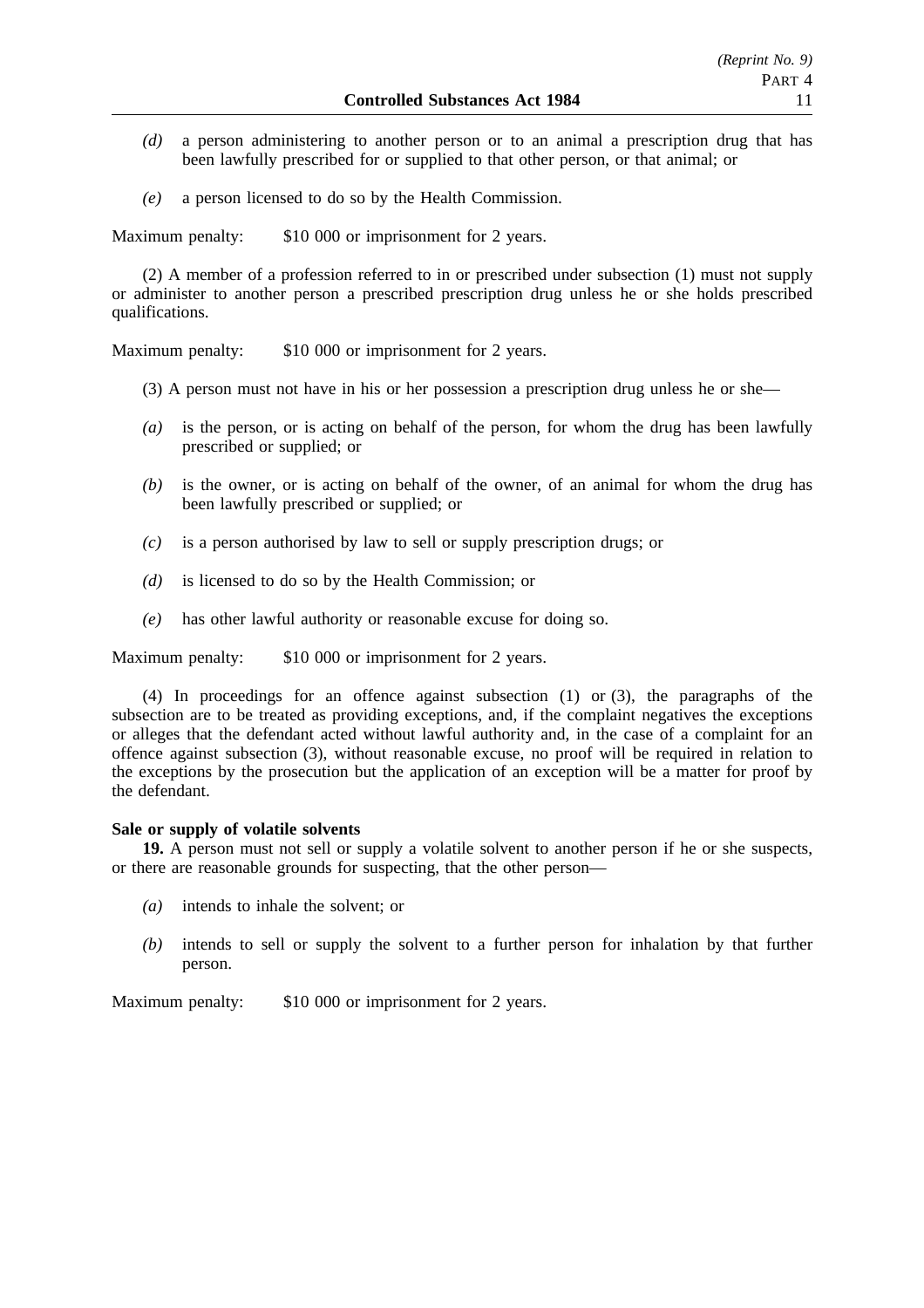*(d)* a person administering to another person or to an animal a prescription drug that has been lawfully prescribed for or supplied to that other person, or that animal; or

*(e)* a person licensed to do so by the Health Commission.

Maximum penalty: $10 000 or imprisonment for 2 years.

(2) A member of a profession referred to in or prescribed under subsection (1) must not supply or administer to another person a prescribed prescription drug unless he or she holds prescribed qualifications.

Maximum penalty: $10 000 or imprisonment for 2 years.

(3) A person must not have in his or her possession a prescription drug unless he or she—

*(a)* is the person, or is acting on behalf of the person, for whom the drug has been lawfully prescribed or supplied; or

*(b)* is the owner, or is acting on behalf of the owner, of an animal for whom the drug has been lawfully prescribed or supplied; or

*(c)* is a person authorised by law to sell or supply prescription drugs; or

*(d)* is licensed to do so by the Health Commission; or

*(e)* has other lawful authority or reasonable excuse for doing so.

Maximum penalty: $10 000 or imprisonment for 2 years.

(4) In proceedings for an offence against subsection (1) or (3), the paragraphs of the subsection are to be treated as providing exceptions, and, if the complaint negatives the exceptions or alleges that the defendant acted without lawful authority and, in the case of a complaint for an offence against subsection (3), without reasonable excuse, no proof will be required in relation to the exceptions by the prosecution but the application of an exception will be a matter for proof by the defendant.

**Sale or supply of volatile solvents**

**19.** A person must not sell or supply a volatile solvent to another person if he or she suspects, or there are reasonable grounds for suspecting, that the other person—

*(a)* intends to inhale the solvent; or

*(b)* intends to sell or supply the solvent to a further person for inhalation by that further person.

Maximum penalty: $10 000 or imprisonment for 2 years.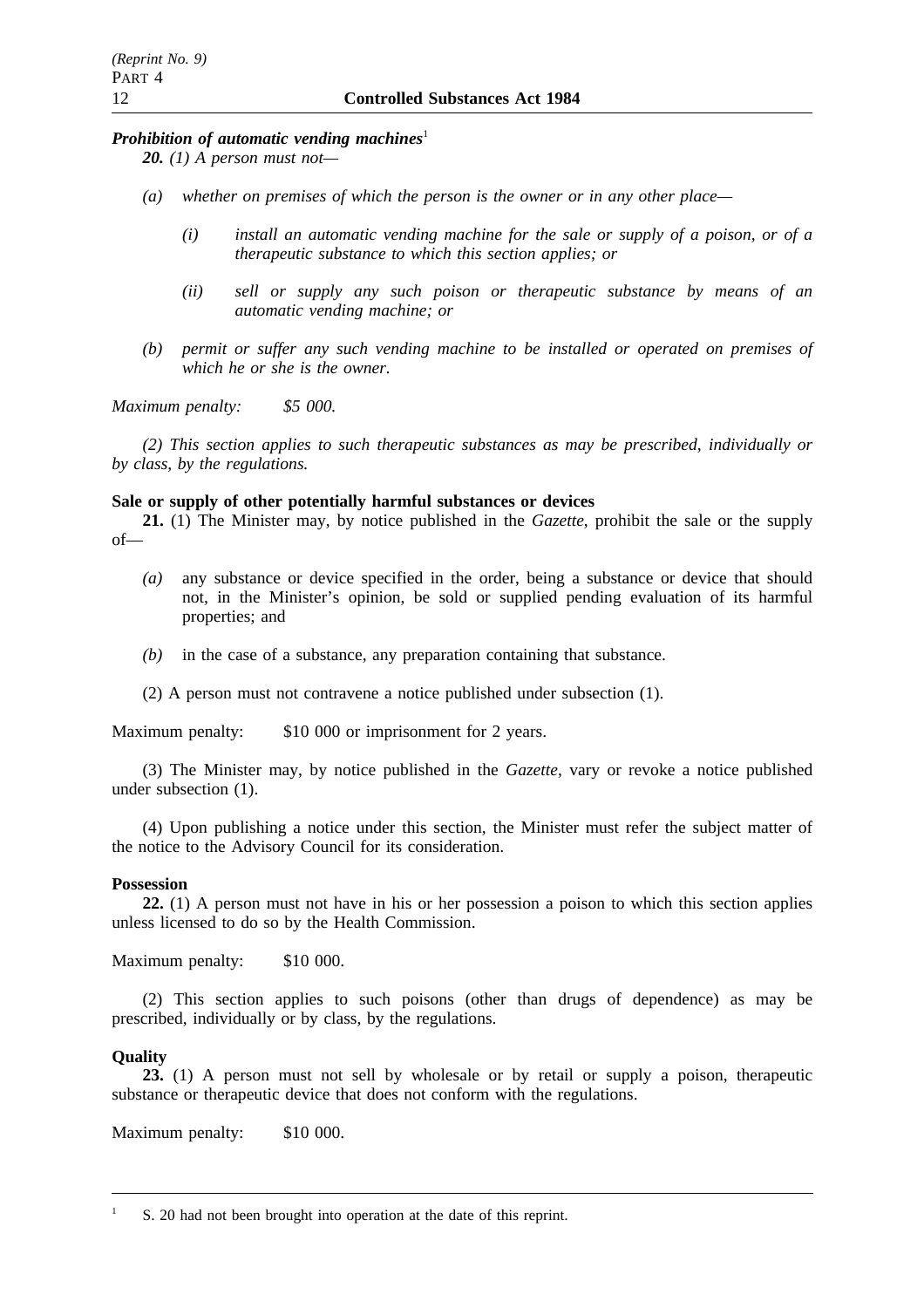***Prohibition of automatic vending machines***[1]

***20.*** *(1) A person must not—*

- *(a)* *whether on premises of which the person is the owner or in any other place—*
  - *(i)* *install an automatic vending machine for the sale or supply of a poison, or of a therapeutic substance to which this section applies; or*
  - *(ii)* *sell or supply any such poison or therapeutic substance by means of an automatic vending machine; or*
- *(b)* *permit or suffer any such vending machine to be installed or operated on premises of which he or she is the owner.*

*Maximum penalty: $5 000.*

*(2) This section applies to such therapeutic substances as may be prescribed, individually or by class, by the regulations.*

**Sale or supply of other potentially harmful substances or devices**

**21.** (1) The Minister may, by notice published in the *Gazette*, prohibit the sale or the supply of—

- *(a)* any substance or device specified in the order, being a substance or device that should not, in the Minister's opinion, be sold or supplied pending evaluation of its harmful properties; and
- *(b)* in the case of a substance, any preparation containing that substance.

(2) A person must not contravene a notice published under subsection (1).

Maximum penalty: $10 000 or imprisonment for 2 years.

(3) The Minister may, by notice published in the *Gazette*, vary or revoke a notice published under subsection (1).

(4) Upon publishing a notice under this section, the Minister must refer the subject matter of the notice to the Advisory Council for its consideration.

**Possession**

**22.** (1) A person must not have in his or her possession a poison to which this section applies unless licensed to do so by the Health Commission.

Maximum penalty: $10 000.

(2) This section applies to such poisons (other than drugs of dependence) as may be prescribed, individually or by class, by the regulations.

**Quality**

**23.** (1) A person must not sell by wholesale or by retail or supply a poison, therapeutic substance or therapeutic device that does not conform with the regulations.

Maximum penalty: $10 000.

---

[1] S. 20 had not been brought into operation at the date of this reprint.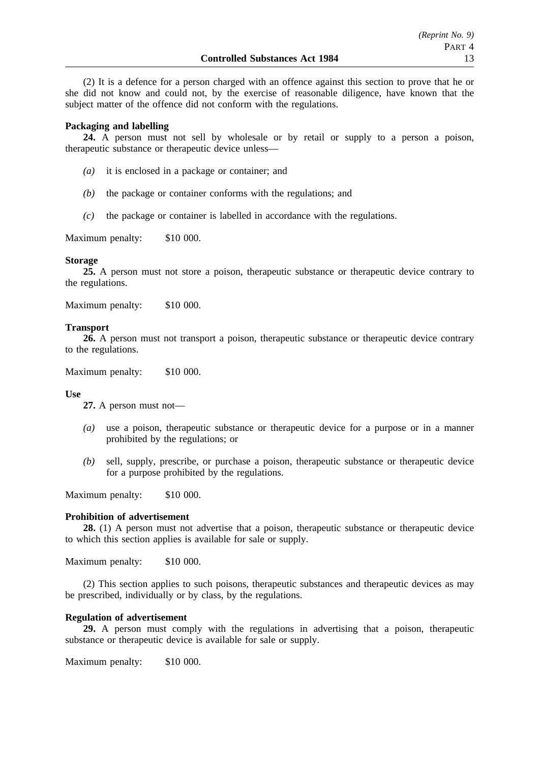(2) It is a defence for a person charged with an offence against this section to prove that he or she did not know and could not, by the exercise of reasonable diligence, have known that the subject matter of the offence did not conform with the regulations.

**Packaging and labelling**

**24.** A person must not sell by wholesale or by retail or supply to a person a poison, therapeutic substance or therapeutic device unless—

*(a)* it is enclosed in a package or container; and

*(b)* the package or container conforms with the regulations; and

*(c)* the package or container is labelled in accordance with the regulations.

Maximum penalty: $10 000.

**Storage**

**25.** A person must not store a poison, therapeutic substance or therapeutic device contrary to the regulations.

Maximum penalty: $10 000.

**Transport**

**26.** A person must not transport a poison, therapeutic substance or therapeutic device contrary to the regulations.

Maximum penalty: $10 000.

**Use**

**27.** A person must not—

*(a)* use a poison, therapeutic substance or therapeutic device for a purpose or in a manner prohibited by the regulations; or

*(b)* sell, supply, prescribe, or purchase a poison, therapeutic substance or therapeutic device for a purpose prohibited by the regulations.

Maximum penalty: $10 000.

**Prohibition of advertisement**

**28.** (1) A person must not advertise that a poison, therapeutic substance or therapeutic device to which this section applies is available for sale or supply.

Maximum penalty: $10 000.

(2) This section applies to such poisons, therapeutic substances and therapeutic devices as may be prescribed, individually or by class, by the regulations.

**Regulation of advertisement**

**29.** A person must comply with the regulations in advertising that a poison, therapeutic substance or therapeutic device is available for sale or supply.

Maximum penalty: $10 000.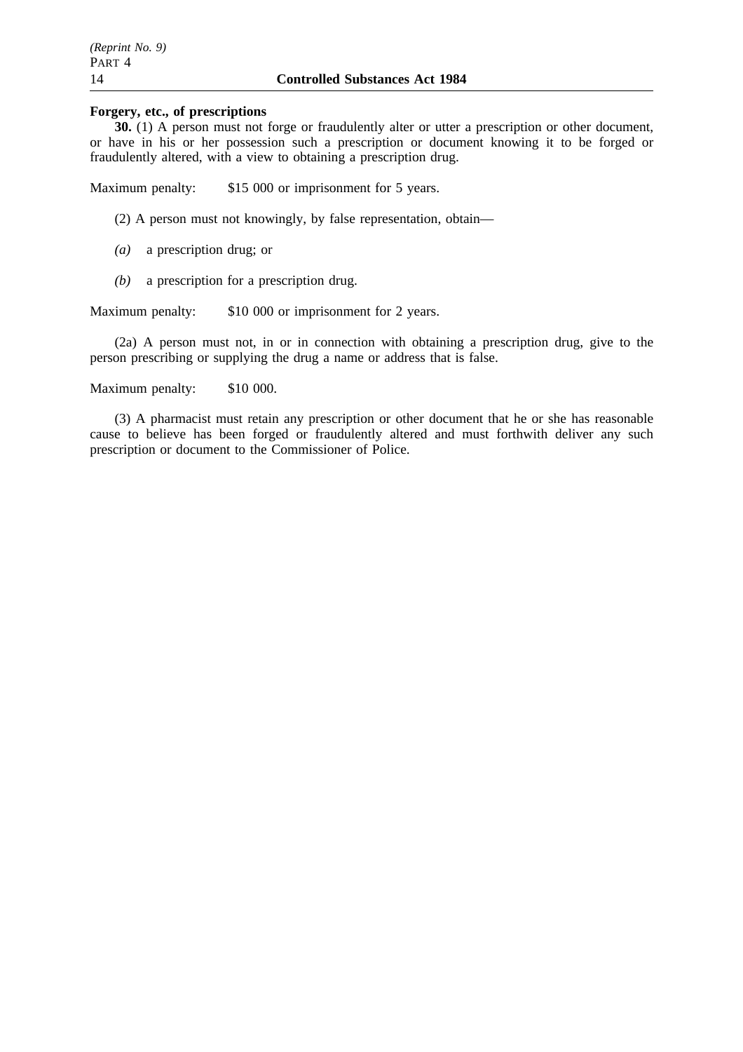**Forgery, etc., of prescriptions**

**30.** (1) A person must not forge or fraudulently alter or utter a prescription or other document, or have in his or her possession such a prescription or document knowing it to be forged or fraudulently altered, with a view to obtaining a prescription drug.

Maximum penalty: $15 000 or imprisonment for 5 years.

(2) A person must not knowingly, by false representation, obtain—

*(a)* a prescription drug; or

*(b)* a prescription for a prescription drug.

Maximum penalty: $10 000 or imprisonment for 2 years.

(2a) A person must not, in or in connection with obtaining a prescription drug, give to the person prescribing or supplying the drug a name or address that is false.

Maximum penalty: $10 000.

(3) A pharmacist must retain any prescription or other document that he or she has reasonable cause to believe has been forged or fraudulently altered and must forthwith deliver any such prescription or document to the Commissioner of Police.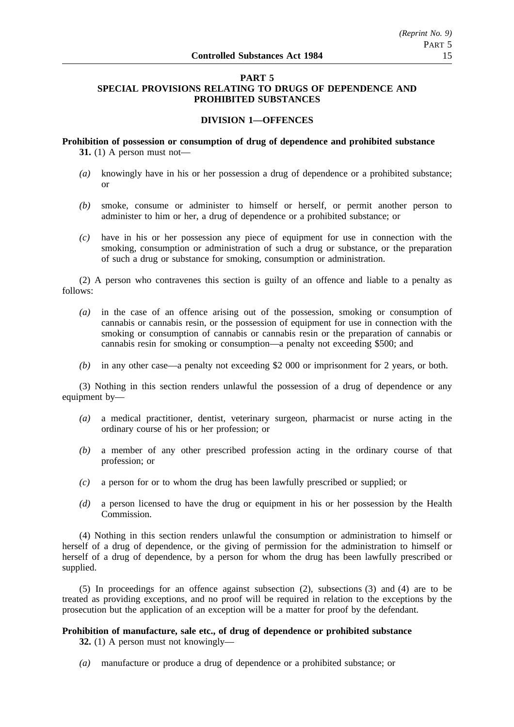## PART 5
## SPECIAL PROVISIONS RELATING TO DRUGS OF DEPENDENCE AND PROHIBITED SUBSTANCES

### DIVISION 1—OFFENCES

**Prohibition of possession or consumption of drug of dependence and prohibited substance**

**31.** (1) A person must not—

*(a)* knowingly have in his or her possession a drug of dependence or a prohibited substance; or

*(b)* smoke, consume or administer to himself or herself, or permit another person to administer to him or her, a drug of dependence or a prohibited substance; or

*(c)* have in his or her possession any piece of equipment for use in connection with the smoking, consumption or administration of such a drug or substance, or the preparation of such a drug or substance for smoking, consumption or administration.

(2) A person who contravenes this section is guilty of an offence and liable to a penalty as follows:

*(a)* in the case of an offence arising out of the possession, smoking or consumption of cannabis or cannabis resin, or the possession of equipment for use in connection with the smoking or consumption of cannabis or cannabis resin or the preparation of cannabis or cannabis resin for smoking or consumption—a penalty not exceeding $500; and

*(b)* in any other case—a penalty not exceeding $2 000 or imprisonment for 2 years, or both.

(3) Nothing in this section renders unlawful the possession of a drug of dependence or any equipment by—

*(a)* a medical practitioner, dentist, veterinary surgeon, pharmacist or nurse acting in the ordinary course of his or her profession; or

*(b)* a member of any other prescribed profession acting in the ordinary course of that profession; or

*(c)* a person for or to whom the drug has been lawfully prescribed or supplied; or

*(d)* a person licensed to have the drug or equipment in his or her possession by the Health Commission.

(4) Nothing in this section renders unlawful the consumption or administration to himself or herself of a drug of dependence, or the giving of permission for the administration to himself or herself of a drug of dependence, by a person for whom the drug has been lawfully prescribed or supplied.

(5) In proceedings for an offence against subsection (2), subsections (3) and (4) are to be treated as providing exceptions, and no proof will be required in relation to the exceptions by the prosecution but the application of an exception will be a matter for proof by the defendant.

**Prohibition of manufacture, sale etc., of drug of dependence or prohibited substance**

**32.** (1) A person must not knowingly—

*(a)* manufacture or produce a drug of dependence or a prohibited substance; or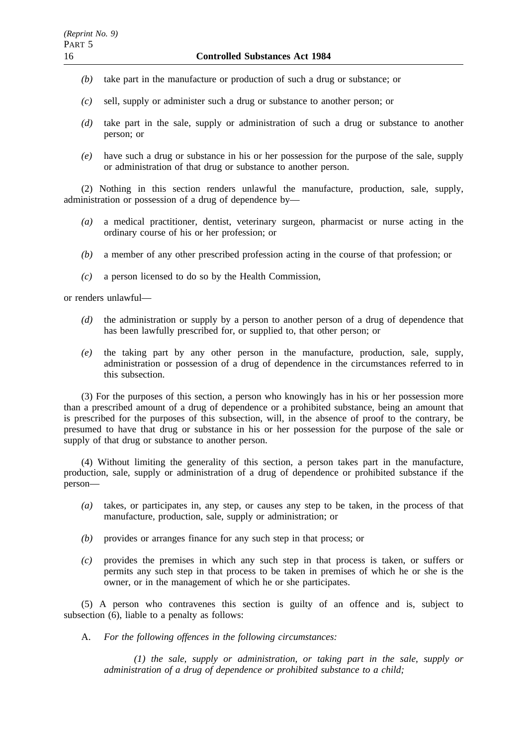*(b)* take part in the manufacture or production of such a drug or substance; or

*(c)* sell, supply or administer such a drug or substance to another person; or

*(d)* take part in the sale, supply or administration of such a drug or substance to another person; or

*(e)* have such a drug or substance in his or her possession for the purpose of the sale, supply or administration of that drug or substance to another person.

(2) Nothing in this section renders unlawful the manufacture, production, sale, supply, administration or possession of a drug of dependence by—

*(a)* a medical practitioner, dentist, veterinary surgeon, pharmacist or nurse acting in the ordinary course of his or her profession; or

*(b)* a member of any other prescribed profession acting in the course of that profession; or

*(c)* a person licensed to do so by the Health Commission,

or renders unlawful—

*(d)* the administration or supply by a person to another person of a drug of dependence that has been lawfully prescribed for, or supplied to, that other person; or

*(e)* the taking part by any other person in the manufacture, production, sale, supply, administration or possession of a drug of dependence in the circumstances referred to in this subsection.

(3) For the purposes of this section, a person who knowingly has in his or her possession more than a prescribed amount of a drug of dependence or a prohibited substance, being an amount that is prescribed for the purposes of this subsection, will, in the absence of proof to the contrary, be presumed to have that drug or substance in his or her possession for the purpose of the sale or supply of that drug or substance to another person.

(4) Without limiting the generality of this section, a person takes part in the manufacture, production, sale, supply or administration of a drug of dependence or prohibited substance if the person—

*(a)* takes, or participates in, any step, or causes any step to be taken, in the process of that manufacture, production, sale, supply or administration; or

*(b)* provides or arranges finance for any such step in that process; or

*(c)* provides the premises in which any such step in that process is taken, or suffers or permits any such step in that process to be taken in premises of which he or she is the owner, or in the management of which he or she participates.

(5) A person who contravenes this section is guilty of an offence and is, subject to subsection (6), liable to a penalty as follows:

A. *For the following offences in the following circumstances:*

*(1) the sale, supply or administration, or taking part in the sale, supply or administration of a drug of dependence or prohibited substance to a child;*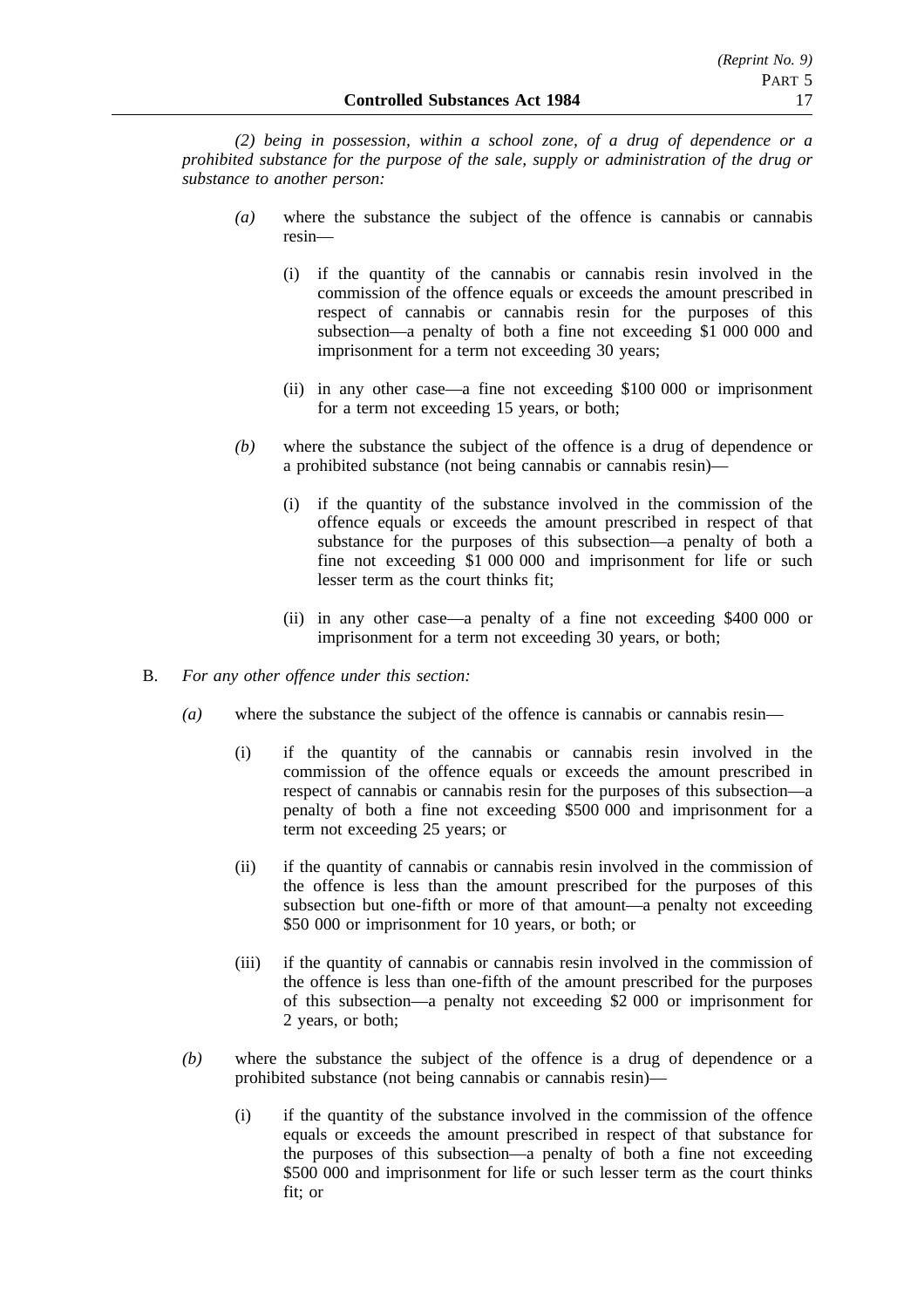*(2) being in possession, within a school zone, of a drug of dependence or a prohibited substance for the purpose of the sale, supply or administration of the drug or substance to another person:*

- *(a)* where the substance the subject of the offence is cannabis or cannabis resin—
  - (i) if the quantity of the cannabis or cannabis resin involved in the commission of the offence equals or exceeds the amount prescribed in respect of cannabis or cannabis resin for the purposes of this subsection—a penalty of both a fine not exceeding $1 000 000 and imprisonment for a term not exceeding 30 years;
  - (ii) in any other case—a fine not exceeding $100 000 or imprisonment for a term not exceeding 15 years, or both;
- *(b)* where the substance the subject of the offence is a drug of dependence or a prohibited substance (not being cannabis or cannabis resin)—
  - (i) if the quantity of the substance involved in the commission of the offence equals or exceeds the amount prescribed in respect of that substance for the purposes of this subsection—a penalty of both a fine not exceeding $1 000 000 and imprisonment for life or such lesser term as the court thinks fit;
  - (ii) in any other case—a penalty of a fine not exceeding $400 000 or imprisonment for a term not exceeding 30 years, or both;

B. *For any other offence under this section:*

- *(a)* where the substance the subject of the offence is cannabis or cannabis resin—
  - (i) if the quantity of the cannabis or cannabis resin involved in the commission of the offence equals or exceeds the amount prescribed in respect of cannabis or cannabis resin for the purposes of this subsection—a penalty of both a fine not exceeding $500 000 and imprisonment for a term not exceeding 25 years; or
  - (ii) if the quantity of cannabis or cannabis resin involved in the commission of the offence is less than the amount prescribed for the purposes of this subsection but one-fifth or more of that amount—a penalty not exceeding $50 000 or imprisonment for 10 years, or both; or
  - (iii) if the quantity of cannabis or cannabis resin involved in the commission of the offence is less than one-fifth of the amount prescribed for the purposes of this subsection—a penalty not exceeding $2 000 or imprisonment for 2 years, or both;
- *(b)* where the substance the subject of the offence is a drug of dependence or a prohibited substance (not being cannabis or cannabis resin)—
  - (i) if the quantity of the substance involved in the commission of the offence equals or exceeds the amount prescribed in respect of that substance for the purposes of this subsection—a penalty of both a fine not exceeding $500 000 and imprisonment for life or such lesser term as the court thinks fit; or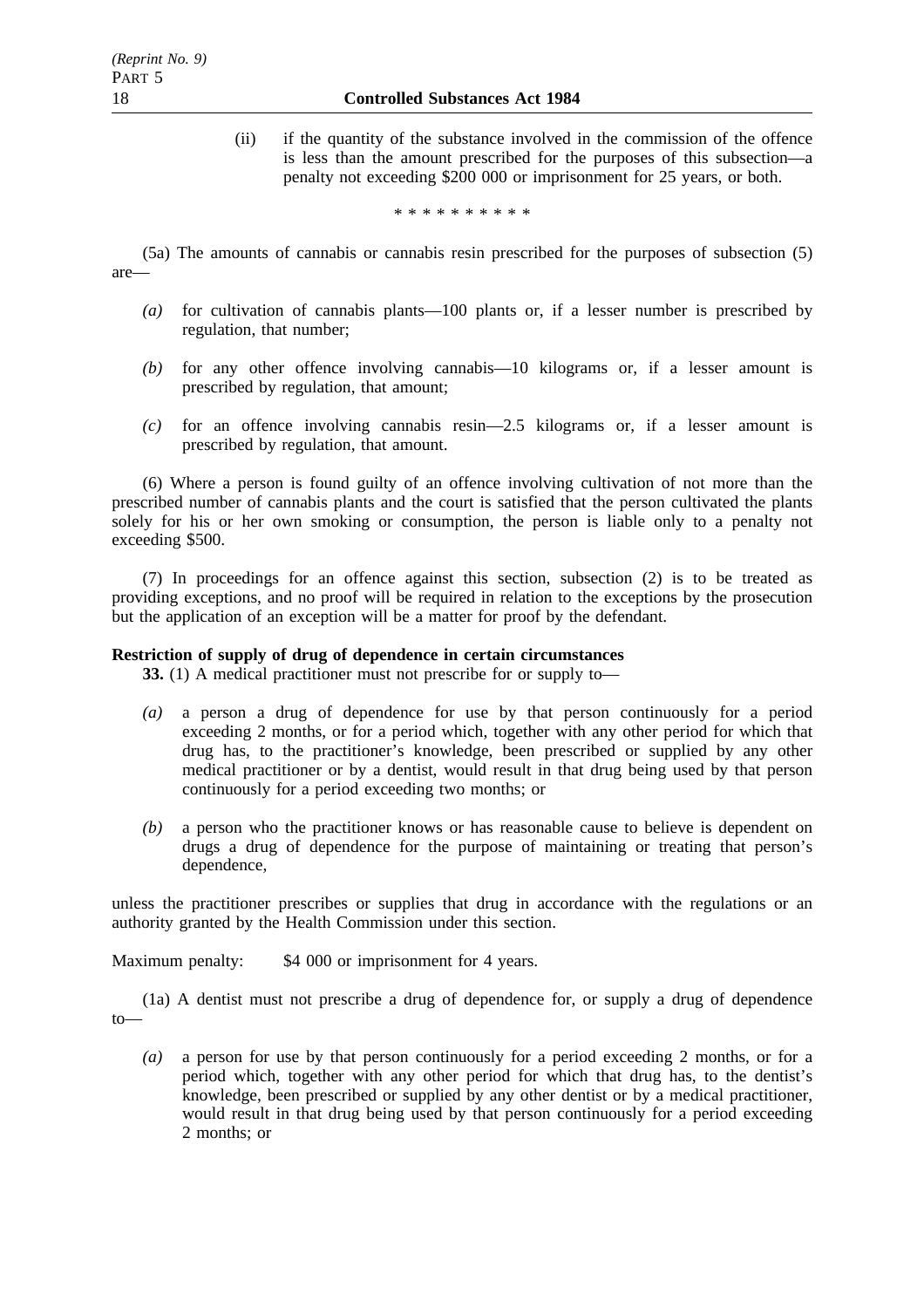(ii) if the quantity of the substance involved in the commission of the offence is less than the amount prescribed for the purposes of this subsection—a penalty not exceeding $200 000 or imprisonment for 25 years, or both.

\* \* \* \* \* \* \* \* \* \*

(5a) The amounts of cannabis or cannabis resin prescribed for the purposes of subsection (5) are—

*(a)* for cultivation of cannabis plants—100 plants or, if a lesser number is prescribed by regulation, that number;

*(b)* for any other offence involving cannabis—10 kilograms or, if a lesser amount is prescribed by regulation, that amount;

*(c)* for an offence involving cannabis resin—2.5 kilograms or, if a lesser amount is prescribed by regulation, that amount.

(6) Where a person is found guilty of an offence involving cultivation of not more than the prescribed number of cannabis plants and the court is satisfied that the person cultivated the plants solely for his or her own smoking or consumption, the person is liable only to a penalty not exceeding $500.

(7) In proceedings for an offence against this section, subsection (2) is to be treated as providing exceptions, and no proof will be required in relation to the exceptions by the prosecution but the application of an exception will be a matter for proof by the defendant.

**Restriction of supply of drug of dependence in certain circumstances**

**33.** (1) A medical practitioner must not prescribe for or supply to—

*(a)* a person a drug of dependence for use by that person continuously for a period exceeding 2 months, or for a period which, together with any other period for which that drug has, to the practitioner's knowledge, been prescribed or supplied by any other medical practitioner or by a dentist, would result in that drug being used by that person continuously for a period exceeding two months; or

*(b)* a person who the practitioner knows or has reasonable cause to believe is dependent on drugs a drug of dependence for the purpose of maintaining or treating that person's dependence,

unless the practitioner prescribes or supplies that drug in accordance with the regulations or an authority granted by the Health Commission under this section.

Maximum penalty: $4 000 or imprisonment for 4 years.

(1a) A dentist must not prescribe a drug of dependence for, or supply a drug of dependence to—

*(a)* a person for use by that person continuously for a period exceeding 2 months, or for a period which, together with any other period for which that drug has, to the dentist's knowledge, been prescribed or supplied by any other dentist or by a medical practitioner, would result in that drug being used by that person continuously for a period exceeding 2 months; or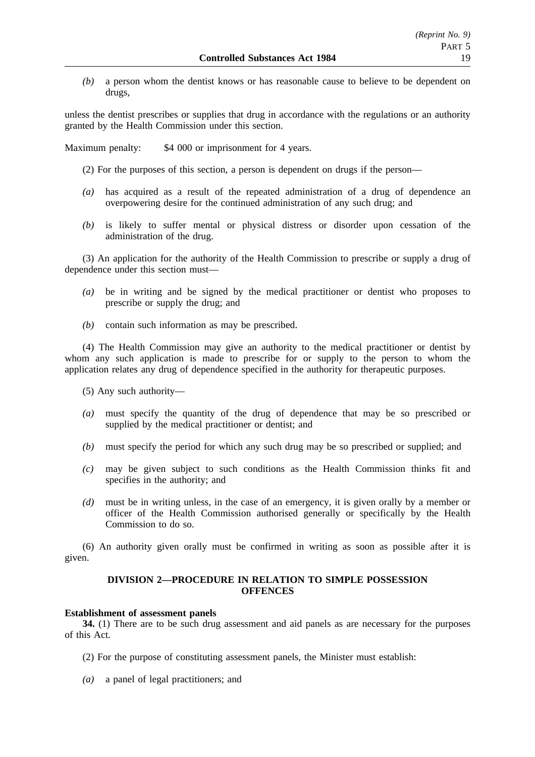*(b)* a person whom the dentist knows or has reasonable cause to believe to be dependent on drugs,

unless the dentist prescribes or supplies that drug in accordance with the regulations or an authority granted by the Health Commission under this section.

Maximum penalty: $4 000 or imprisonment for 4 years.

(2) For the purposes of this section, a person is dependent on drugs if the person—

*(a)* has acquired as a result of the repeated administration of a drug of dependence an overpowering desire for the continued administration of any such drug; and

*(b)* is likely to suffer mental or physical distress or disorder upon cessation of the administration of the drug.

(3) An application for the authority of the Health Commission to prescribe or supply a drug of dependence under this section must—

*(a)* be in writing and be signed by the medical practitioner or dentist who proposes to prescribe or supply the drug; and

*(b)* contain such information as may be prescribed.

(4) The Health Commission may give an authority to the medical practitioner or dentist by whom any such application is made to prescribe for or supply to the person to whom the application relates any drug of dependence specified in the authority for therapeutic purposes.

(5) Any such authority—

*(a)* must specify the quantity of the drug of dependence that may be so prescribed or supplied by the medical practitioner or dentist; and

*(b)* must specify the period for which any such drug may be so prescribed or supplied; and

*(c)* may be given subject to such conditions as the Health Commission thinks fit and specifies in the authority; and

*(d)* must be in writing unless, in the case of an emergency, it is given orally by a member or officer of the Health Commission authorised generally or specifically by the Health Commission to do so.

(6) An authority given orally must be confirmed in writing as soon as possible after it is given.

## DIVISION 2—PROCEDURE IN RELATION TO SIMPLE POSSESSION OFFENCES

**Establishment of assessment panels**

**34.** (1) There are to be such drug assessment and aid panels as are necessary for the purposes of this Act.

(2) For the purpose of constituting assessment panels, the Minister must establish:

*(a)* a panel of legal practitioners; and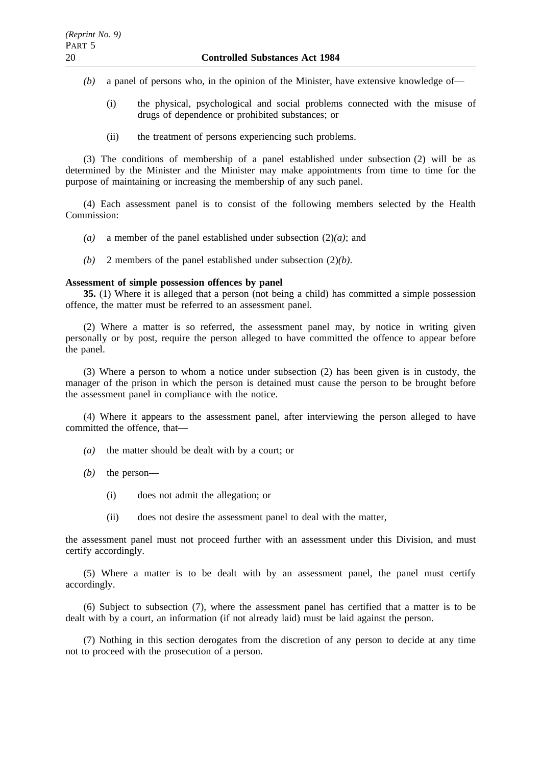*(b)* a panel of persons who, in the opinion of the Minister, have extensive knowledge of—

(i) the physical, psychological and social problems connected with the misuse of drugs of dependence or prohibited substances; or

(ii) the treatment of persons experiencing such problems.

(3) The conditions of membership of a panel established under subsection (2) will be as determined by the Minister and the Minister may make appointments from time to time for the purpose of maintaining or increasing the membership of any such panel.

(4) Each assessment panel is to consist of the following members selected by the Health Commission:

*(a)* a member of the panel established under subsection (2)*(a)*; and

*(b)* 2 members of the panel established under subsection (2)*(b)*.

**Assessment of simple possession offences by panel**

**35.** (1) Where it is alleged that a person (not being a child) has committed a simple possession offence, the matter must be referred to an assessment panel.

(2) Where a matter is so referred, the assessment panel may, by notice in writing given personally or by post, require the person alleged to have committed the offence to appear before the panel.

(3) Where a person to whom a notice under subsection (2) has been given is in custody, the manager of the prison in which the person is detained must cause the person to be brought before the assessment panel in compliance with the notice.

(4) Where it appears to the assessment panel, after interviewing the person alleged to have committed the offence, that—

*(a)* the matter should be dealt with by a court; or

*(b)* the person—

(i) does not admit the allegation; or

(ii) does not desire the assessment panel to deal with the matter,

the assessment panel must not proceed further with an assessment under this Division, and must certify accordingly.

(5) Where a matter is to be dealt with by an assessment panel, the panel must certify accordingly.

(6) Subject to subsection (7), where the assessment panel has certified that a matter is to be dealt with by a court, an information (if not already laid) must be laid against the person.

(7) Nothing in this section derogates from the discretion of any person to decide at any time not to proceed with the prosecution of a person.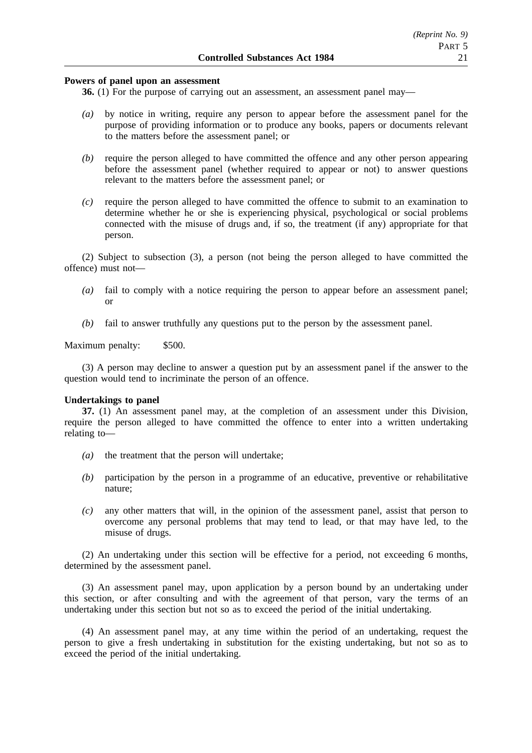**Powers of panel upon an assessment**

**36.** (1) For the purpose of carrying out an assessment, an assessment panel may—

*(a)* by notice in writing, require any person to appear before the assessment panel for the purpose of providing information or to produce any books, papers or documents relevant to the matters before the assessment panel; or

*(b)* require the person alleged to have committed the offence and any other person appearing before the assessment panel (whether required to appear or not) to answer questions relevant to the matters before the assessment panel; or

*(c)* require the person alleged to have committed the offence to submit to an examination to determine whether he or she is experiencing physical, psychological or social problems connected with the misuse of drugs and, if so, the treatment (if any) appropriate for that person.

(2) Subject to subsection (3), a person (not being the person alleged to have committed the offence) must not—

*(a)* fail to comply with a notice requiring the person to appear before an assessment panel; or

*(b)* fail to answer truthfully any questions put to the person by the assessment panel.

Maximum penalty: $500.

(3) A person may decline to answer a question put by an assessment panel if the answer to the question would tend to incriminate the person of an offence.

**Undertakings to panel**

**37.** (1) An assessment panel may, at the completion of an assessment under this Division, require the person alleged to have committed the offence to enter into a written undertaking relating to—

*(a)* the treatment that the person will undertake;

*(b)* participation by the person in a programme of an educative, preventive or rehabilitative nature;

*(c)* any other matters that will, in the opinion of the assessment panel, assist that person to overcome any personal problems that may tend to lead, or that may have led, to the misuse of drugs.

(2) An undertaking under this section will be effective for a period, not exceeding 6 months, determined by the assessment panel.

(3) An assessment panel may, upon application by a person bound by an undertaking under this section, or after consulting and with the agreement of that person, vary the terms of an undertaking under this section but not so as to exceed the period of the initial undertaking.

(4) An assessment panel may, at any time within the period of an undertaking, request the person to give a fresh undertaking in substitution for the existing undertaking, but not so as to exceed the period of the initial undertaking.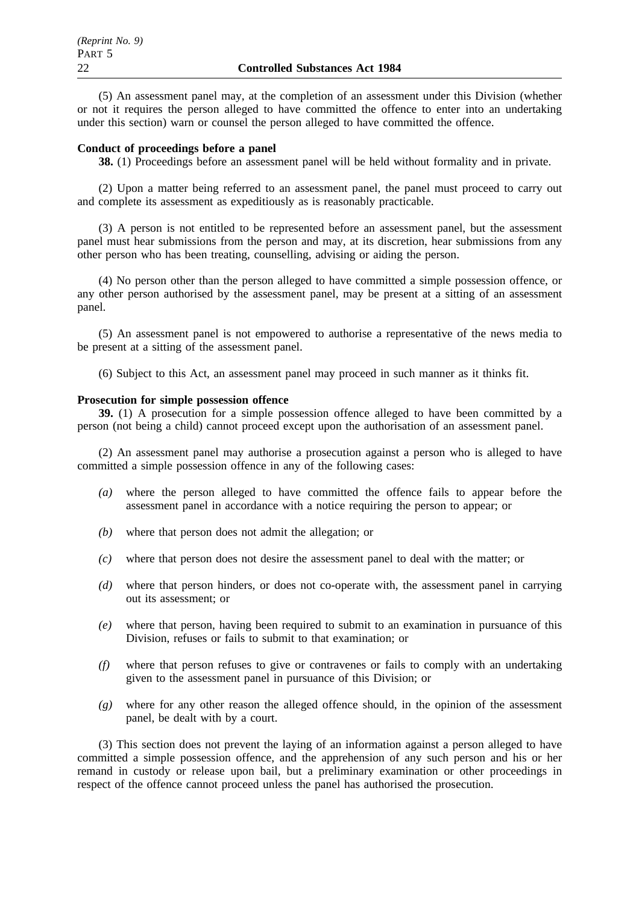(5) An assessment panel may, at the completion of an assessment under this Division (whether or not it requires the person alleged to have committed the offence to enter into an undertaking under this section) warn or counsel the person alleged to have committed the offence.

**Conduct of proceedings before a panel**

**38.** (1) Proceedings before an assessment panel will be held without formality and in private.

(2) Upon a matter being referred to an assessment panel, the panel must proceed to carry out and complete its assessment as expeditiously as is reasonably practicable.

(3) A person is not entitled to be represented before an assessment panel, but the assessment panel must hear submissions from the person and may, at its discretion, hear submissions from any other person who has been treating, counselling, advising or aiding the person.

(4) No person other than the person alleged to have committed a simple possession offence, or any other person authorised by the assessment panel, may be present at a sitting of an assessment panel.

(5) An assessment panel is not empowered to authorise a representative of the news media to be present at a sitting of the assessment panel.

(6) Subject to this Act, an assessment panel may proceed in such manner as it thinks fit.

**Prosecution for simple possession offence**

**39.** (1) A prosecution for a simple possession offence alleged to have been committed by a person (not being a child) cannot proceed except upon the authorisation of an assessment panel.

(2) An assessment panel may authorise a prosecution against a person who is alleged to have committed a simple possession offence in any of the following cases:

*(a)* where the person alleged to have committed the offence fails to appear before the assessment panel in accordance with a notice requiring the person to appear; or

*(b)* where that person does not admit the allegation; or

*(c)* where that person does not desire the assessment panel to deal with the matter; or

*(d)* where that person hinders, or does not co-operate with, the assessment panel in carrying out its assessment; or

*(e)* where that person, having been required to submit to an examination in pursuance of this Division, refuses or fails to submit to that examination; or

*(f)* where that person refuses to give or contravenes or fails to comply with an undertaking given to the assessment panel in pursuance of this Division; or

*(g)* where for any other reason the alleged offence should, in the opinion of the assessment panel, be dealt with by a court.

(3) This section does not prevent the laying of an information against a person alleged to have committed a simple possession offence, and the apprehension of any such person and his or her remand in custody or release upon bail, but a preliminary examination or other proceedings in respect of the offence cannot proceed unless the panel has authorised the prosecution.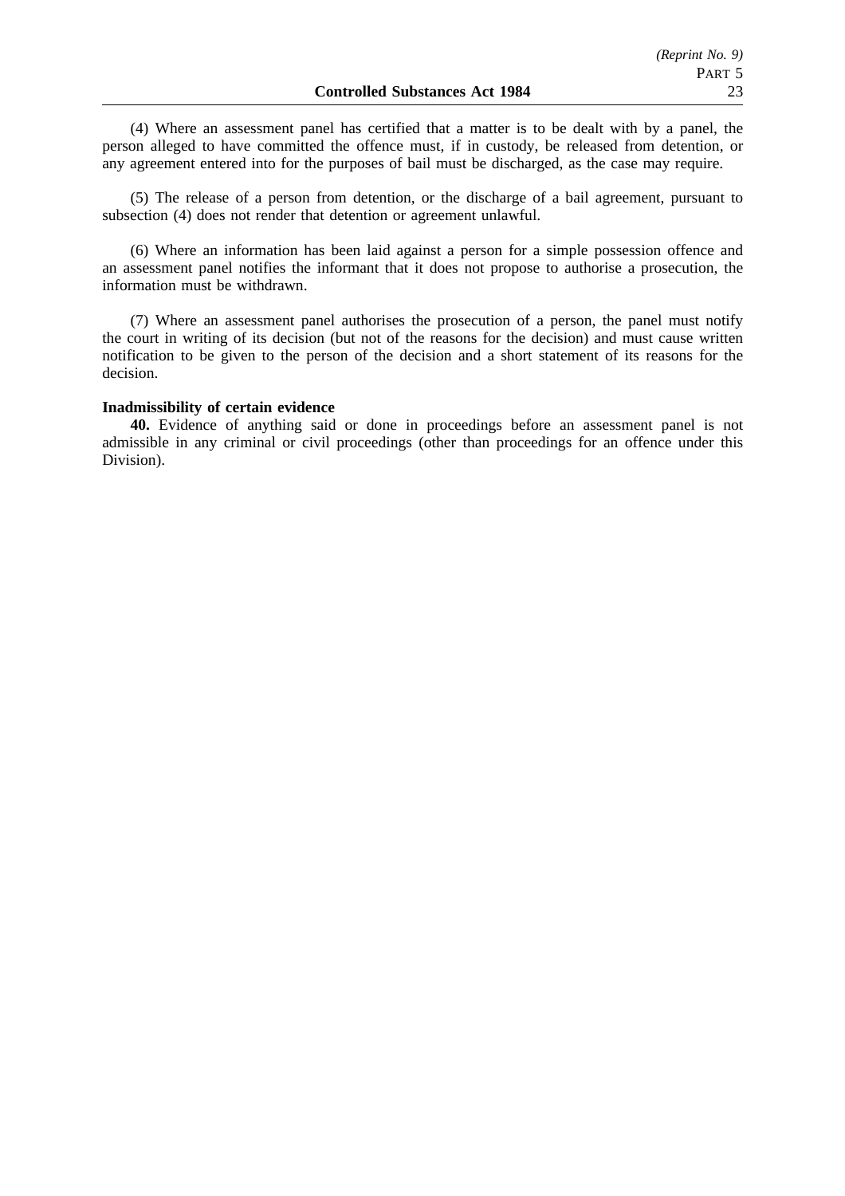(4) Where an assessment panel has certified that a matter is to be dealt with by a panel, the person alleged to have committed the offence must, if in custody, be released from detention, or any agreement entered into for the purposes of bail must be discharged, as the case may require.

(5) The release of a person from detention, or the discharge of a bail agreement, pursuant to subsection (4) does not render that detention or agreement unlawful.

(6) Where an information has been laid against a person for a simple possession offence and an assessment panel notifies the informant that it does not propose to authorise a prosecution, the information must be withdrawn.

(7) Where an assessment panel authorises the prosecution of a person, the panel must notify the court in writing of its decision (but not of the reasons for the decision) and must cause written notification to be given to the person of the decision and a short statement of its reasons for the decision.

**Inadmissibility of certain evidence**

**40.** Evidence of anything said or done in proceedings before an assessment panel is not admissible in any criminal or civil proceedings (other than proceedings for an offence under this Division).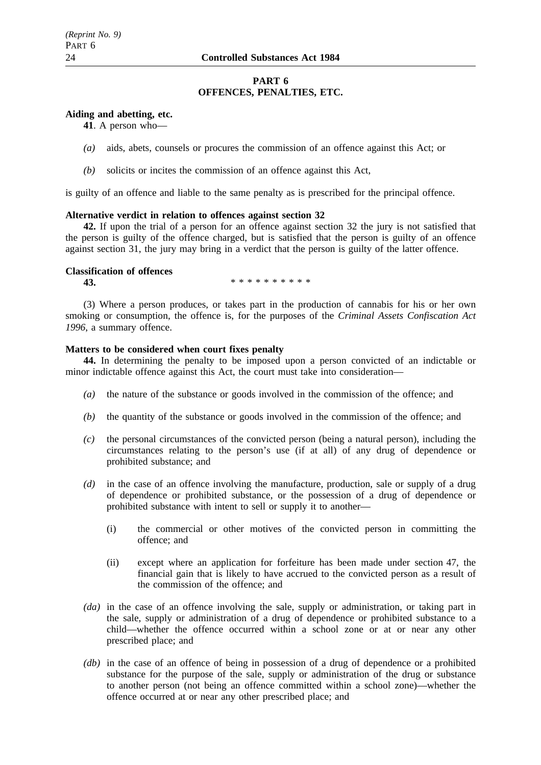## PART 6
## OFFENCES, PENALTIES, ETC.

**Aiding and abetting, etc.**

**41**. A person who—

*(a)* aids, abets, counsels or procures the commission of an offence against this Act; or

*(b)* solicits or incites the commission of an offence against this Act,

is guilty of an offence and liable to the same penalty as is prescribed for the principal offence.

**Alternative verdict in relation to offences against section 32**

**42.** If upon the trial of a person for an offence against section 32 the jury is not satisfied that the person is guilty of the offence charged, but is satisfied that the person is guilty of an offence against section 31, the jury may bring in a verdict that the person is guilty of the latter offence.

**Classification of offences**

**43.** * * * * * * * * * *

(3) Where a person produces, or takes part in the production of cannabis for his or her own smoking or consumption, the offence is, for the purposes of the *Criminal Assets Confiscation Act 1996*, a summary offence.

**Matters to be considered when court fixes penalty**

**44.** In determining the penalty to be imposed upon a person convicted of an indictable or minor indictable offence against this Act, the court must take into consideration—

*(a)* the nature of the substance or goods involved in the commission of the offence; and

*(b)* the quantity of the substance or goods involved in the commission of the offence; and

*(c)* the personal circumstances of the convicted person (being a natural person), including the circumstances relating to the person's use (if at all) of any drug of dependence or prohibited substance; and

*(d)* in the case of an offence involving the manufacture, production, sale or supply of a drug of dependence or prohibited substance, or the possession of a drug of dependence or prohibited substance with intent to sell or supply it to another—

(i) the commercial or other motives of the convicted person in committing the offence; and

(ii) except where an application for forfeiture has been made under section 47, the financial gain that is likely to have accrued to the convicted person as a result of the commission of the offence; and

*(da)* in the case of an offence involving the sale, supply or administration, or taking part in the sale, supply or administration of a drug of dependence or prohibited substance to a child—whether the offence occurred within a school zone or at or near any other prescribed place; and

*(db)* in the case of an offence of being in possession of a drug of dependence or a prohibited substance for the purpose of the sale, supply or administration of the drug or substance to another person (not being an offence committed within a school zone)—whether the offence occurred at or near any other prescribed place; and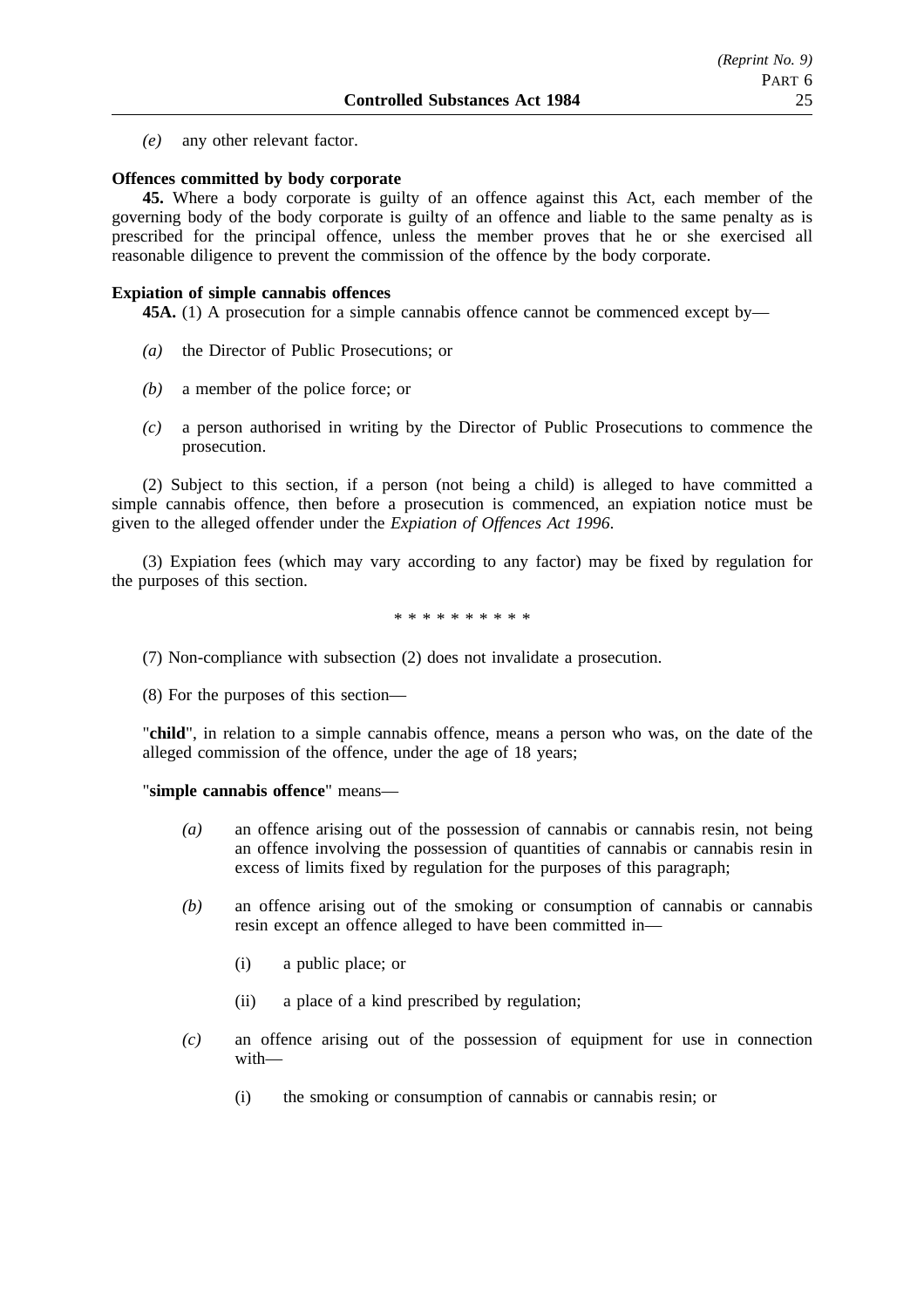*(e)* any other relevant factor.

**Offences committed by body corporate**

**45.** Where a body corporate is guilty of an offence against this Act, each member of the governing body of the body corporate is guilty of an offence and liable to the same penalty as is prescribed for the principal offence, unless the member proves that he or she exercised all reasonable diligence to prevent the commission of the offence by the body corporate.

**Expiation of simple cannabis offences**

**45A.** (1) A prosecution for a simple cannabis offence cannot be commenced except by—

*(a)* the Director of Public Prosecutions; or

*(b)* a member of the police force; or

*(c)* a person authorised in writing by the Director of Public Prosecutions to commence the prosecution.

(2) Subject to this section, if a person (not being a child) is alleged to have committed a simple cannabis offence, then before a prosecution is commenced, an expiation notice must be given to the alleged offender under the *Expiation of Offences Act 1996*.

(3) Expiation fees (which may vary according to any factor) may be fixed by regulation for the purposes of this section.

* * * * * * * * * *

(7) Non-compliance with subsection (2) does not invalidate a prosecution.

(8) For the purposes of this section—

"**child**", in relation to a simple cannabis offence, means a person who was, on the date of the alleged commission of the offence, under the age of 18 years;

"**simple cannabis offence**" means—

*(a)* an offence arising out of the possession of cannabis or cannabis resin, not being an offence involving the possession of quantities of cannabis or cannabis resin in excess of limits fixed by regulation for the purposes of this paragraph;

*(b)* an offence arising out of the smoking or consumption of cannabis or cannabis resin except an offence alleged to have been committed in—

(i) a public place; or

(ii) a place of a kind prescribed by regulation;

*(c)* an offence arising out of the possession of equipment for use in connection with—

(i) the smoking or consumption of cannabis or cannabis resin; or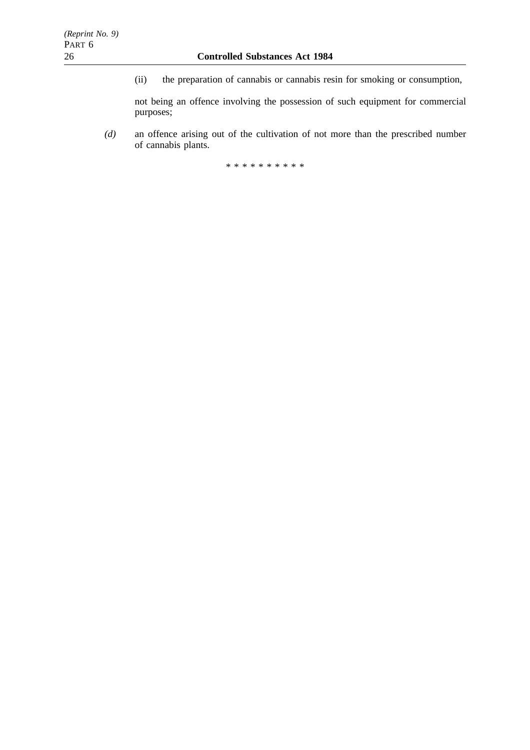(ii) the preparation of cannabis or cannabis resin for smoking or consumption,

not being an offence involving the possession of such equipment for commercial purposes;

*(d)* an offence arising out of the cultivation of not more than the prescribed number of cannabis plants.

\* \* \* \* \* \* \* \* \* \*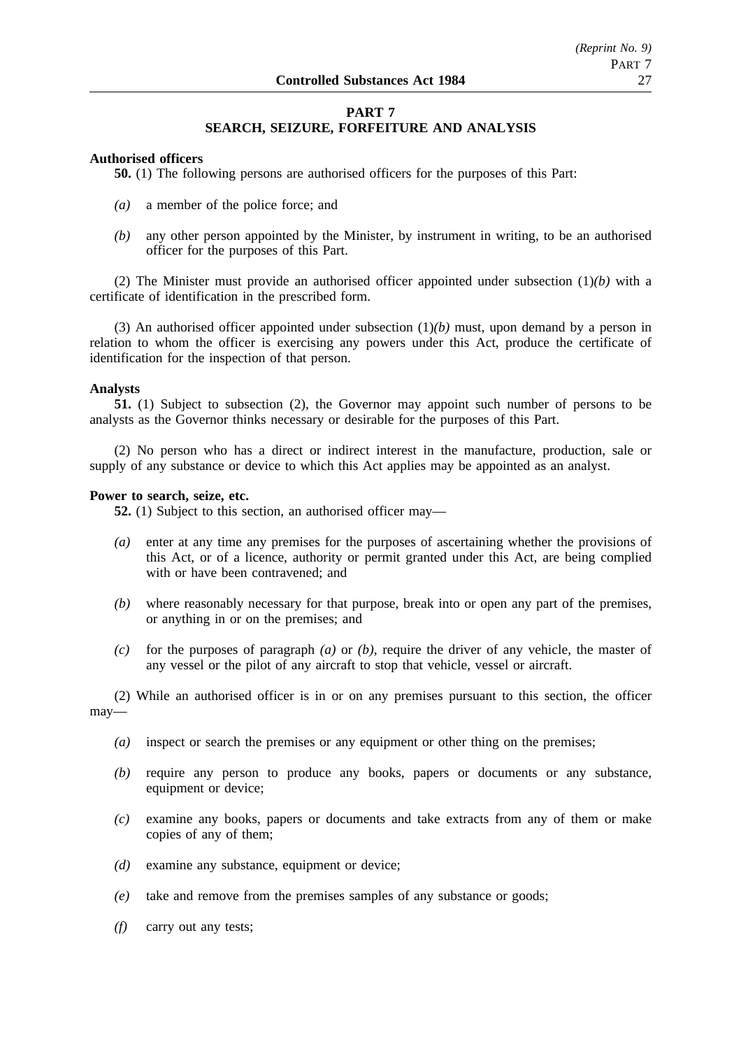## PART 7
## SEARCH, SEIZURE, FORFEITURE AND ANALYSIS

**Authorised officers**

**50.** (1) The following persons are authorised officers for the purposes of this Part:

*(a)* a member of the police force; and

*(b)* any other person appointed by the Minister, by instrument in writing, to be an authorised officer for the purposes of this Part.

(2) The Minister must provide an authorised officer appointed under subsection (1)*(b)* with a certificate of identification in the prescribed form.

(3) An authorised officer appointed under subsection (1)*(b)* must, upon demand by a person in relation to whom the officer is exercising any powers under this Act, produce the certificate of identification for the inspection of that person.

**Analysts**

**51.** (1) Subject to subsection (2), the Governor may appoint such number of persons to be analysts as the Governor thinks necessary or desirable for the purposes of this Part.

(2) No person who has a direct or indirect interest in the manufacture, production, sale or supply of any substance or device to which this Act applies may be appointed as an analyst.

**Power to search, seize, etc.**

**52.** (1) Subject to this section, an authorised officer may—

*(a)* enter at any time any premises for the purposes of ascertaining whether the provisions of this Act, or of a licence, authority or permit granted under this Act, are being complied with or have been contravened; and

*(b)* where reasonably necessary for that purpose, break into or open any part of the premises, or anything in or on the premises; and

*(c)* for the purposes of paragraph *(a)* or *(b)*, require the driver of any vehicle, the master of any vessel or the pilot of any aircraft to stop that vehicle, vessel or aircraft.

(2) While an authorised officer is in or on any premises pursuant to this section, the officer may—

*(a)* inspect or search the premises or any equipment or other thing on the premises;

*(b)* require any person to produce any books, papers or documents or any substance, equipment or device;

*(c)* examine any books, papers or documents and take extracts from any of them or make copies of any of them;

*(d)* examine any substance, equipment or device;

*(e)* take and remove from the premises samples of any substance or goods;

*(f)* carry out any tests;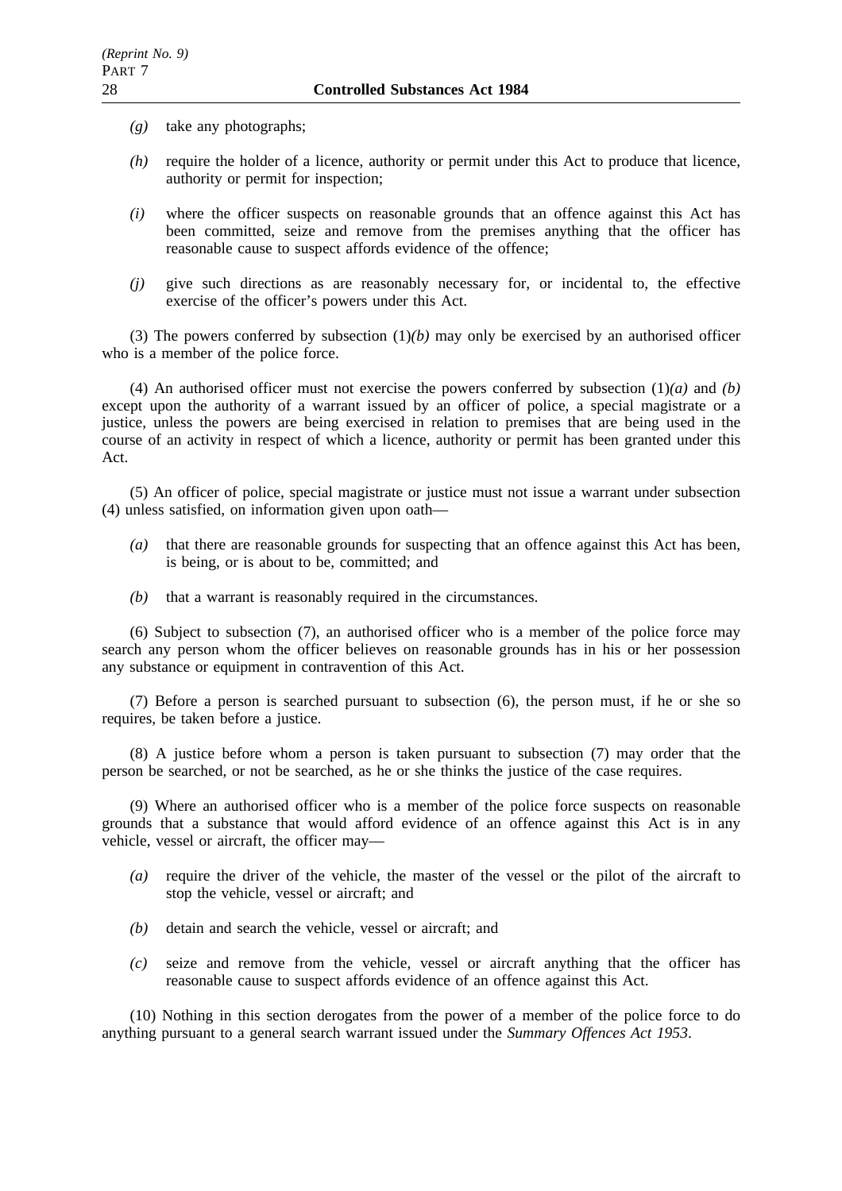*(g)* take any photographs;

*(h)* require the holder of a licence, authority or permit under this Act to produce that licence, authority or permit for inspection;

*(i)* where the officer suspects on reasonable grounds that an offence against this Act has been committed, seize and remove from the premises anything that the officer has reasonable cause to suspect affords evidence of the offence;

*(j)* give such directions as are reasonably necessary for, or incidental to, the effective exercise of the officer's powers under this Act.

(3) The powers conferred by subsection (1)*(b)* may only be exercised by an authorised officer who is a member of the police force.

(4) An authorised officer must not exercise the powers conferred by subsection (1)*(a)* and *(b)* except upon the authority of a warrant issued by an officer of police, a special magistrate or a justice, unless the powers are being exercised in relation to premises that are being used in the course of an activity in respect of which a licence, authority or permit has been granted under this Act.

(5) An officer of police, special magistrate or justice must not issue a warrant under subsection (4) unless satisfied, on information given upon oath—

*(a)* that there are reasonable grounds for suspecting that an offence against this Act has been, is being, or is about to be, committed; and

*(b)* that a warrant is reasonably required in the circumstances.

(6) Subject to subsection (7), an authorised officer who is a member of the police force may search any person whom the officer believes on reasonable grounds has in his or her possession any substance or equipment in contravention of this Act.

(7) Before a person is searched pursuant to subsection (6), the person must, if he or she so requires, be taken before a justice.

(8) A justice before whom a person is taken pursuant to subsection (7) may order that the person be searched, or not be searched, as he or she thinks the justice of the case requires.

(9) Where an authorised officer who is a member of the police force suspects on reasonable grounds that a substance that would afford evidence of an offence against this Act is in any vehicle, vessel or aircraft, the officer may—

*(a)* require the driver of the vehicle, the master of the vessel or the pilot of the aircraft to stop the vehicle, vessel or aircraft; and

*(b)* detain and search the vehicle, vessel or aircraft; and

*(c)* seize and remove from the vehicle, vessel or aircraft anything that the officer has reasonable cause to suspect affords evidence of an offence against this Act.

(10) Nothing in this section derogates from the power of a member of the police force to do anything pursuant to a general search warrant issued under the *Summary Offences Act 1953*.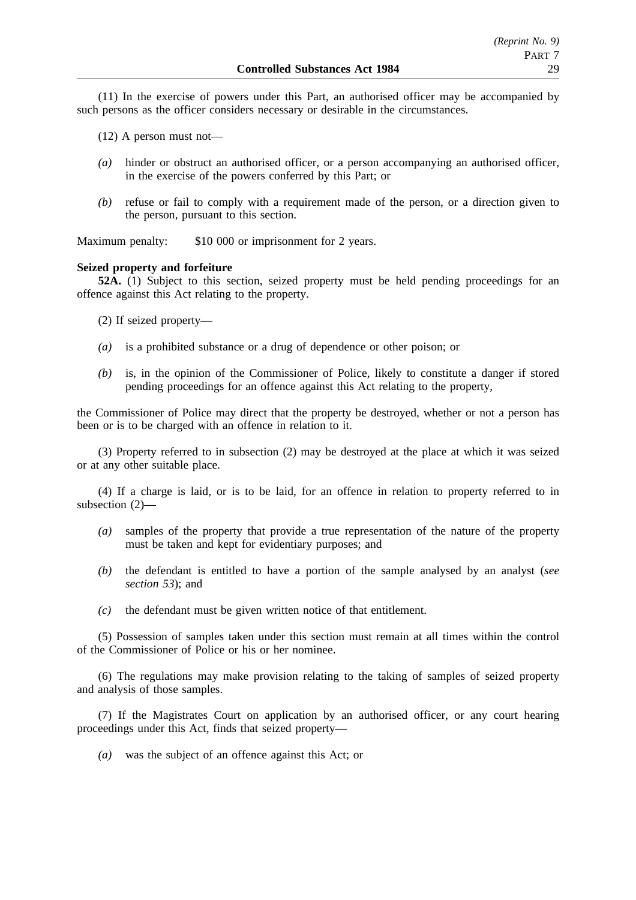(11) In the exercise of powers under this Part, an authorised officer may be accompanied by such persons as the officer considers necessary or desirable in the circumstances.

(12) A person must not—

*(a)* hinder or obstruct an authorised officer, or a person accompanying an authorised officer, in the exercise of the powers conferred by this Part; or

*(b)* refuse or fail to comply with a requirement made of the person, or a direction given to the person, pursuant to this section.

Maximum penalty: $10 000 or imprisonment for 2 years.

**Seized property and forfeiture**

**52A.** (1) Subject to this section, seized property must be held pending proceedings for an offence against this Act relating to the property.

(2) If seized property—

*(a)* is a prohibited substance or a drug of dependence or other poison; or

*(b)* is, in the opinion of the Commissioner of Police, likely to constitute a danger if stored pending proceedings for an offence against this Act relating to the property,

the Commissioner of Police may direct that the property be destroyed, whether or not a person has been or is to be charged with an offence in relation to it.

(3) Property referred to in subsection (2) may be destroyed at the place at which it was seized or at any other suitable place.

(4) If a charge is laid, or is to be laid, for an offence in relation to property referred to in subsection (2)—

*(a)* samples of the property that provide a true representation of the nature of the property must be taken and kept for evidentiary purposes; and

*(b)* the defendant is entitled to have a portion of the sample analysed by an analyst (*see section 53*); and

*(c)* the defendant must be given written notice of that entitlement.

(5) Possession of samples taken under this section must remain at all times within the control of the Commissioner of Police or his or her nominee.

(6) The regulations may make provision relating to the taking of samples of seized property and analysis of those samples.

(7) If the Magistrates Court on application by an authorised officer, or any court hearing proceedings under this Act, finds that seized property—

*(a)* was the subject of an offence against this Act; or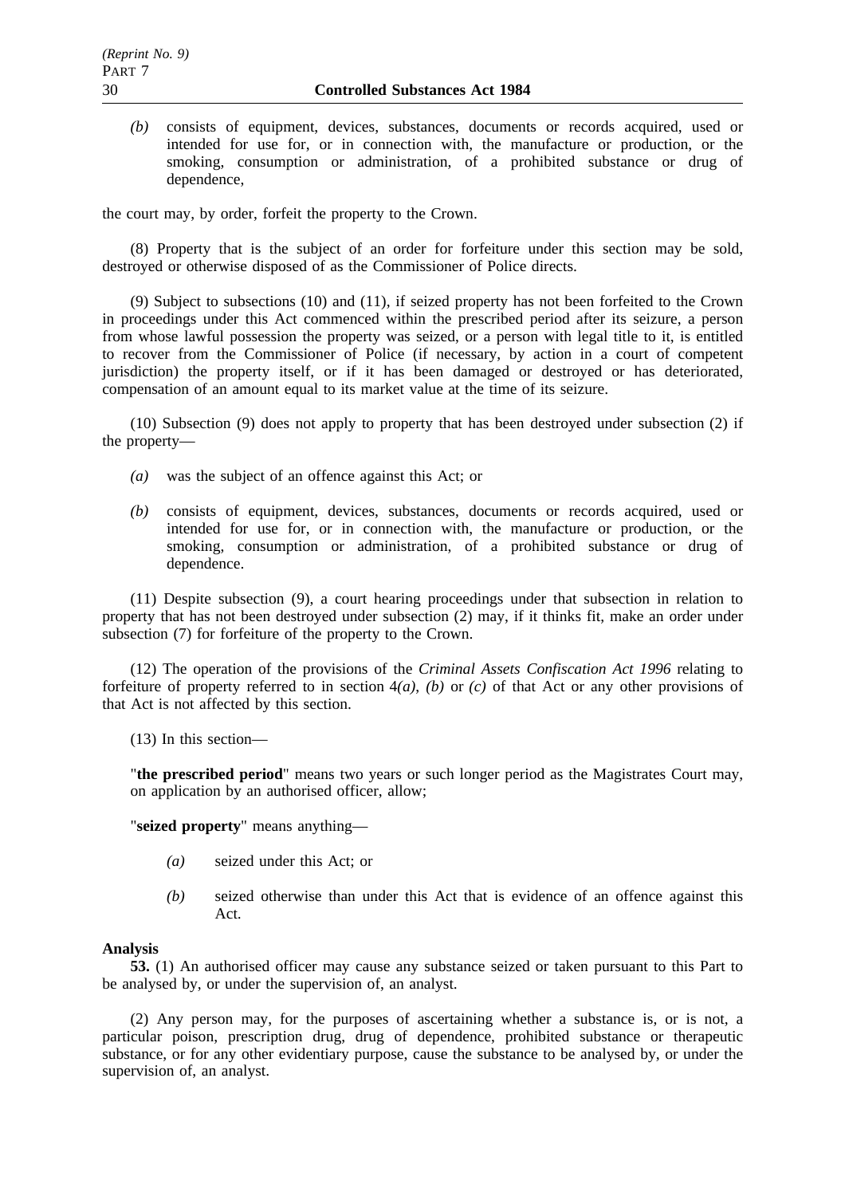*(b)* consists of equipment, devices, substances, documents or records acquired, used or intended for use for, or in connection with, the manufacture or production, or the smoking, consumption or administration, of a prohibited substance or drug of dependence,

the court may, by order, forfeit the property to the Crown.

(8) Property that is the subject of an order for forfeiture under this section may be sold, destroyed or otherwise disposed of as the Commissioner of Police directs.

(9) Subject to subsections (10) and (11), if seized property has not been forfeited to the Crown in proceedings under this Act commenced within the prescribed period after its seizure, a person from whose lawful possession the property was seized, or a person with legal title to it, is entitled to recover from the Commissioner of Police (if necessary, by action in a court of competent jurisdiction) the property itself, or if it has been damaged or destroyed or has deteriorated, compensation of an amount equal to its market value at the time of its seizure.

(10) Subsection (9) does not apply to property that has been destroyed under subsection (2) if the property—

*(a)* was the subject of an offence against this Act; or

*(b)* consists of equipment, devices, substances, documents or records acquired, used or intended for use for, or in connection with, the manufacture or production, or the smoking, consumption or administration, of a prohibited substance or drug of dependence.

(11) Despite subsection (9), a court hearing proceedings under that subsection in relation to property that has not been destroyed under subsection (2) may, if it thinks fit, make an order under subsection (7) for forfeiture of the property to the Crown.

(12) The operation of the provisions of the *Criminal Assets Confiscation Act 1996* relating to forfeiture of property referred to in section 4*(a)*, *(b)* or *(c)* of that Act or any other provisions of that Act is not affected by this section.

(13) In this section—

"**the prescribed period**" means two years or such longer period as the Magistrates Court may, on application by an authorised officer, allow;

"**seized property**" means anything—

*(a)* seized under this Act; or

*(b)* seized otherwise than under this Act that is evidence of an offence against this Act.

**Analysis**

**53.** (1) An authorised officer may cause any substance seized or taken pursuant to this Part to be analysed by, or under the supervision of, an analyst.

(2) Any person may, for the purposes of ascertaining whether a substance is, or is not, a particular poison, prescription drug, drug of dependence, prohibited substance or therapeutic substance, or for any other evidentiary purpose, cause the substance to be analysed by, or under the supervision of, an analyst.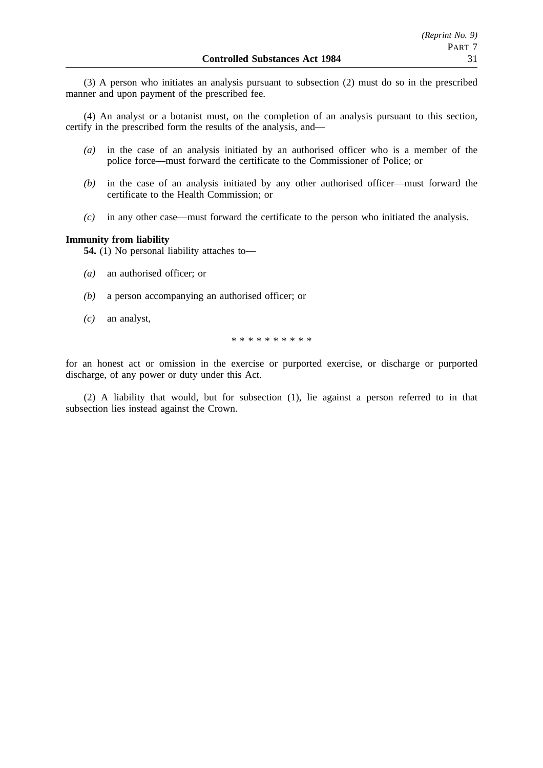(3) A person who initiates an analysis pursuant to subsection (2) must do so in the prescribed manner and upon payment of the prescribed fee.

(4) An analyst or a botanist must, on the completion of an analysis pursuant to this section, certify in the prescribed form the results of the analysis, and—

- *(a)* in the case of an analysis initiated by an authorised officer who is a member of the police force—must forward the certificate to the Commissioner of Police; or
- *(b)* in the case of an analysis initiated by any other authorised officer—must forward the certificate to the Health Commission; or
- *(c)* in any other case—must forward the certificate to the person who initiated the analysis.

**Immunity from liability**

**54.** (1) No personal liability attaches to—

- *(a)* an authorised officer; or
- *(b)* a person accompanying an authorised officer; or
- *(c)* an analyst,

\* \* \* \* \* \* \* \* \* \*

for an honest act or omission in the exercise or purported exercise, or discharge or purported discharge, of any power or duty under this Act.

(2) A liability that would, but for subsection (1), lie against a person referred to in that subsection lies instead against the Crown.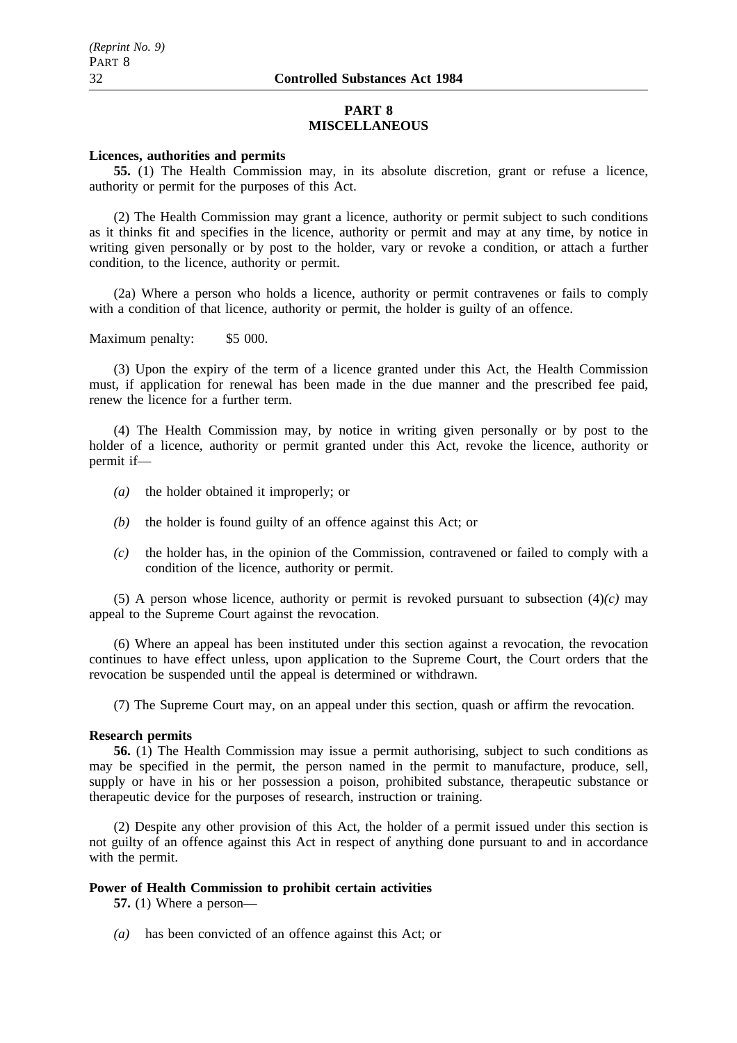## PART 8
## MISCELLANEOUS

**Licences, authorities and permits**

**55.** (1) The Health Commission may, in its absolute discretion, grant or refuse a licence, authority or permit for the purposes of this Act.

(2) The Health Commission may grant a licence, authority or permit subject to such conditions as it thinks fit and specifies in the licence, authority or permit and may at any time, by notice in writing given personally or by post to the holder, vary or revoke a condition, or attach a further condition, to the licence, authority or permit.

(2a) Where a person who holds a licence, authority or permit contravenes or fails to comply with a condition of that licence, authority or permit, the holder is guilty of an offence.

Maximum penalty: $5 000.

(3) Upon the expiry of the term of a licence granted under this Act, the Health Commission must, if application for renewal has been made in the due manner and the prescribed fee paid, renew the licence for a further term.

(4) The Health Commission may, by notice in writing given personally or by post to the holder of a licence, authority or permit granted under this Act, revoke the licence, authority or permit if—

*(a)* the holder obtained it improperly; or

*(b)* the holder is found guilty of an offence against this Act; or

*(c)* the holder has, in the opinion of the Commission, contravened or failed to comply with a condition of the licence, authority or permit.

(5) A person whose licence, authority or permit is revoked pursuant to subsection (4)*(c)* may appeal to the Supreme Court against the revocation.

(6) Where an appeal has been instituted under this section against a revocation, the revocation continues to have effect unless, upon application to the Supreme Court, the Court orders that the revocation be suspended until the appeal is determined or withdrawn.

(7) The Supreme Court may, on an appeal under this section, quash or affirm the revocation.

**Research permits**

**56.** (1) The Health Commission may issue a permit authorising, subject to such conditions as may be specified in the permit, the person named in the permit to manufacture, produce, sell, supply or have in his or her possession a poison, prohibited substance, therapeutic substance or therapeutic device for the purposes of research, instruction or training.

(2) Despite any other provision of this Act, the holder of a permit issued under this section is not guilty of an offence against this Act in respect of anything done pursuant to and in accordance with the permit.

**Power of Health Commission to prohibit certain activities**

**57.** (1) Where a person—

*(a)* has been convicted of an offence against this Act; or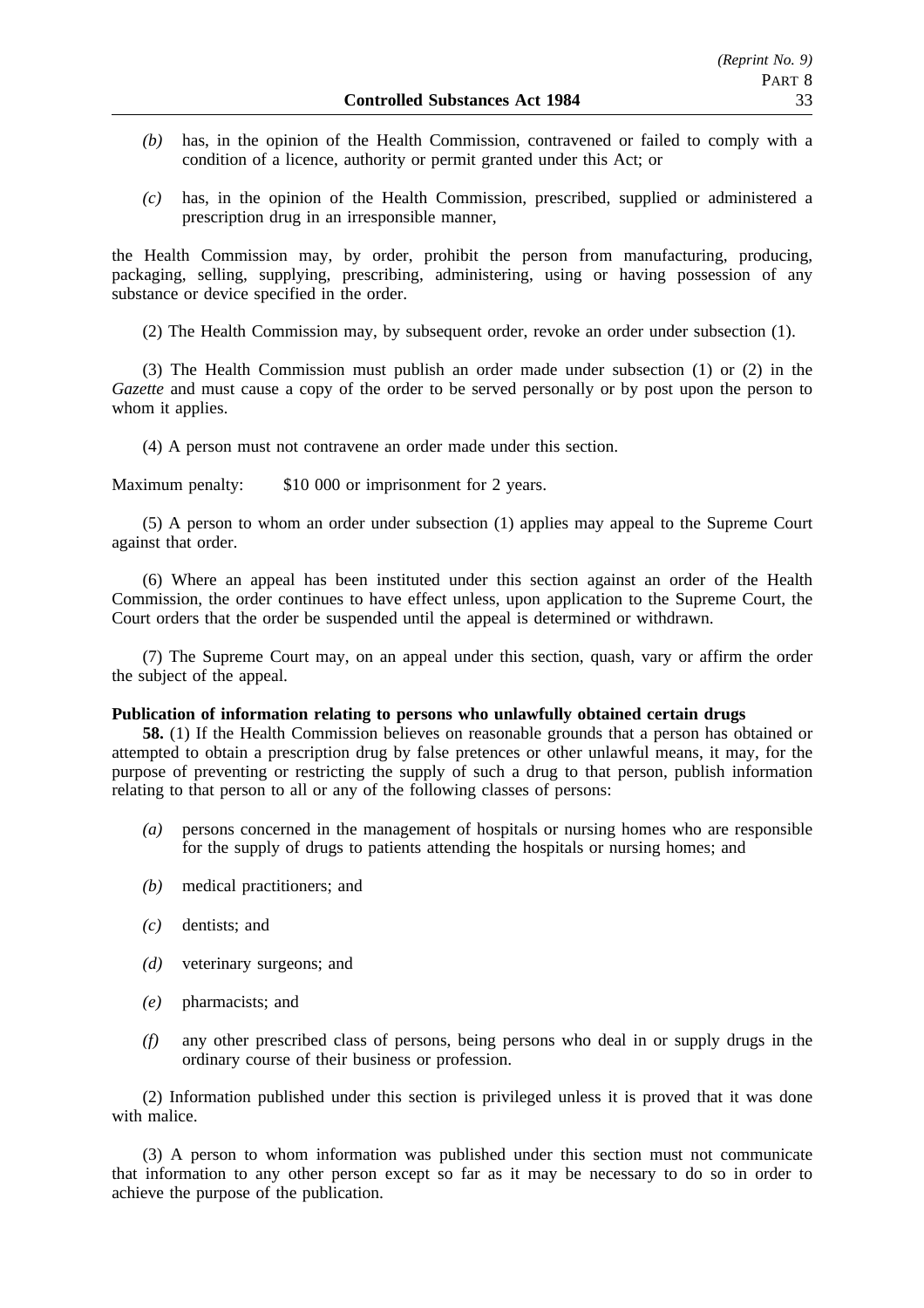*(b)* has, in the opinion of the Health Commission, contravened or failed to comply with a condition of a licence, authority or permit granted under this Act; or

*(c)* has, in the opinion of the Health Commission, prescribed, supplied or administered a prescription drug in an irresponsible manner,

the Health Commission may, by order, prohibit the person from manufacturing, producing, packaging, selling, supplying, prescribing, administering, using or having possession of any substance or device specified in the order.

(2) The Health Commission may, by subsequent order, revoke an order under subsection (1).

(3) The Health Commission must publish an order made under subsection (1) or (2) in the *Gazette* and must cause a copy of the order to be served personally or by post upon the person to whom it applies.

(4) A person must not contravene an order made under this section.

Maximum penalty: $10 000 or imprisonment for 2 years.

(5) A person to whom an order under subsection (1) applies may appeal to the Supreme Court against that order.

(6) Where an appeal has been instituted under this section against an order of the Health Commission, the order continues to have effect unless, upon application to the Supreme Court, the Court orders that the order be suspended until the appeal is determined or withdrawn.

(7) The Supreme Court may, on an appeal under this section, quash, vary or affirm the order the subject of the appeal.

**Publication of information relating to persons who unlawfully obtained certain drugs**

**58.** (1) If the Health Commission believes on reasonable grounds that a person has obtained or attempted to obtain a prescription drug by false pretences or other unlawful means, it may, for the purpose of preventing or restricting the supply of such a drug to that person, publish information relating to that person to all or any of the following classes of persons:

*(a)* persons concerned in the management of hospitals or nursing homes who are responsible for the supply of drugs to patients attending the hospitals or nursing homes; and

*(b)* medical practitioners; and

*(c)* dentists; and

*(d)* veterinary surgeons; and

*(e)* pharmacists; and

*(f)* any other prescribed class of persons, being persons who deal in or supply drugs in the ordinary course of their business or profession.

(2) Information published under this section is privileged unless it is proved that it was done with malice.

(3) A person to whom information was published under this section must not communicate that information to any other person except so far as it may be necessary to do so in order to achieve the purpose of the publication.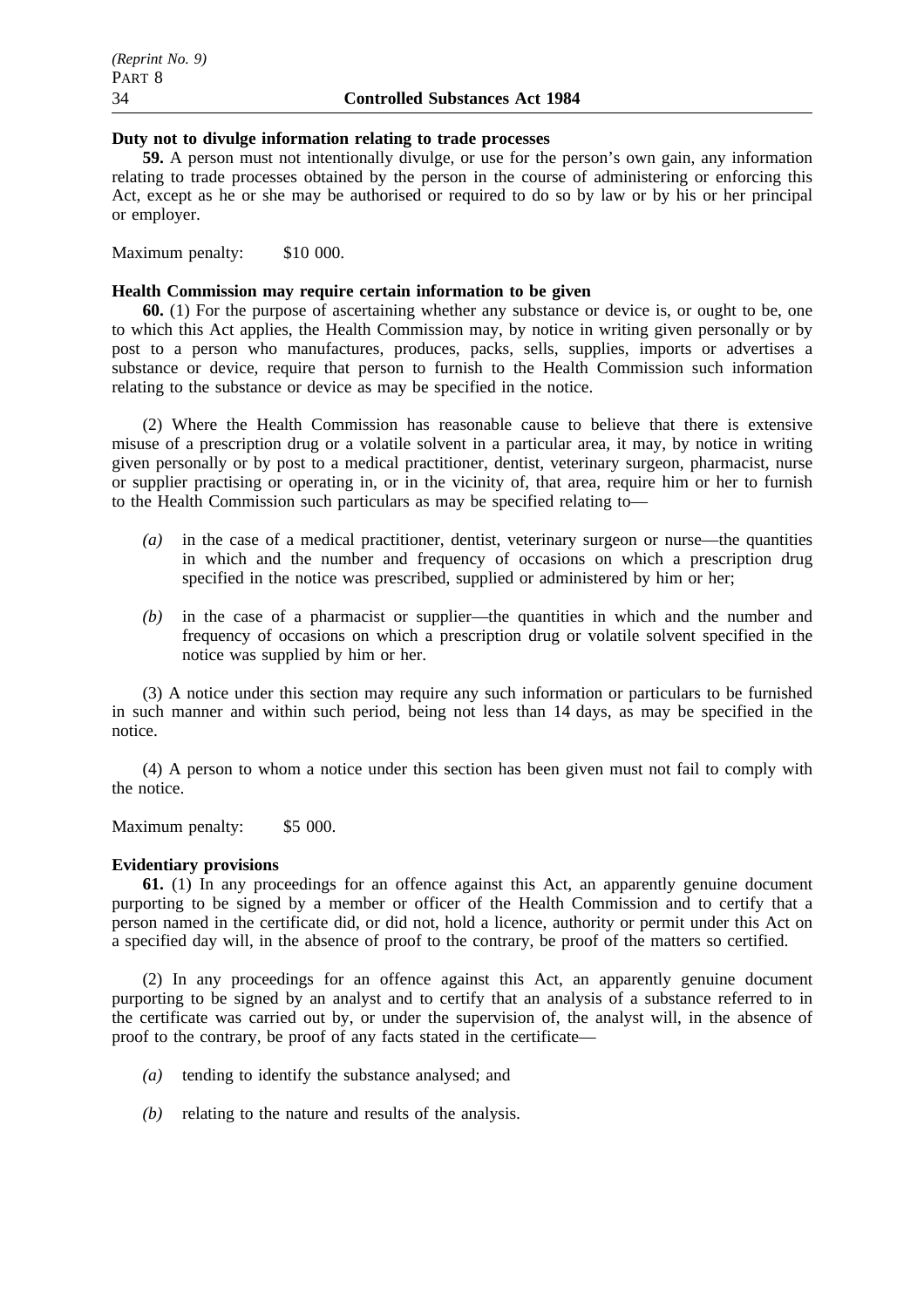**Duty not to divulge information relating to trade processes**

**59.** A person must not intentionally divulge, or use for the person's own gain, any information relating to trade processes obtained by the person in the course of administering or enforcing this Act, except as he or she may be authorised or required to do so by law or by his or her principal or employer.

Maximum penalty: $10 000.

**Health Commission may require certain information to be given**

**60.** (1) For the purpose of ascertaining whether any substance or device is, or ought to be, one to which this Act applies, the Health Commission may, by notice in writing given personally or by post to a person who manufactures, produces, packs, sells, supplies, imports or advertises a substance or device, require that person to furnish to the Health Commission such information relating to the substance or device as may be specified in the notice.

(2) Where the Health Commission has reasonable cause to believe that there is extensive misuse of a prescription drug or a volatile solvent in a particular area, it may, by notice in writing given personally or by post to a medical practitioner, dentist, veterinary surgeon, pharmacist, nurse or supplier practising or operating in, or in the vicinity of, that area, require him or her to furnish to the Health Commission such particulars as may be specified relating to—

*(a)* in the case of a medical practitioner, dentist, veterinary surgeon or nurse—the quantities in which and the number and frequency of occasions on which a prescription drug specified in the notice was prescribed, supplied or administered by him or her;

*(b)* in the case of a pharmacist or supplier—the quantities in which and the number and frequency of occasions on which a prescription drug or volatile solvent specified in the notice was supplied by him or her.

(3) A notice under this section may require any such information or particulars to be furnished in such manner and within such period, being not less than 14 days, as may be specified in the notice.

(4) A person to whom a notice under this section has been given must not fail to comply with the notice.

Maximum penalty: $5 000.

**Evidentiary provisions**

**61.** (1) In any proceedings for an offence against this Act, an apparently genuine document purporting to be signed by a member or officer of the Health Commission and to certify that a person named in the certificate did, or did not, hold a licence, authority or permit under this Act on a specified day will, in the absence of proof to the contrary, be proof of the matters so certified.

(2) In any proceedings for an offence against this Act, an apparently genuine document purporting to be signed by an analyst and to certify that an analysis of a substance referred to in the certificate was carried out by, or under the supervision of, the analyst will, in the absence of proof to the contrary, be proof of any facts stated in the certificate—

*(a)* tending to identify the substance analysed; and

*(b)* relating to the nature and results of the analysis.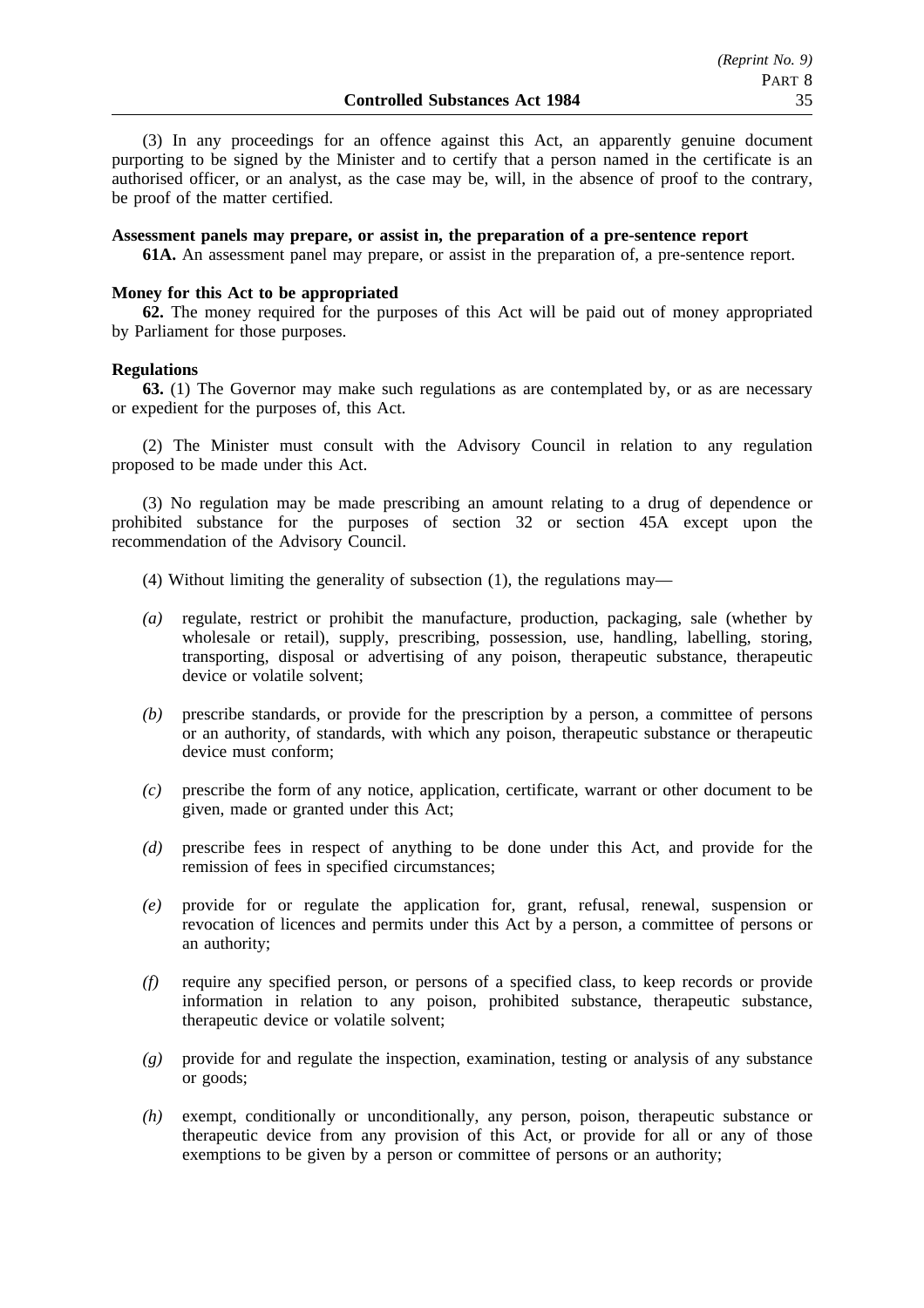(3) In any proceedings for an offence against this Act, an apparently genuine document purporting to be signed by the Minister and to certify that a person named in the certificate is an authorised officer, or an analyst, as the case may be, will, in the absence of proof to the contrary, be proof of the matter certified.

**Assessment panels may prepare, or assist in, the preparation of a pre-sentence report**

**61A.** An assessment panel may prepare, or assist in the preparation of, a pre-sentence report.

**Money for this Act to be appropriated**

**62.** The money required for the purposes of this Act will be paid out of money appropriated by Parliament for those purposes.

**Regulations**

**63.** (1) The Governor may make such regulations as are contemplated by, or as are necessary or expedient for the purposes of, this Act.

(2) The Minister must consult with the Advisory Council in relation to any regulation proposed to be made under this Act.

(3) No regulation may be made prescribing an amount relating to a drug of dependence or prohibited substance for the purposes of section 32 or section 45A except upon the recommendation of the Advisory Council.

(4) Without limiting the generality of subsection (1), the regulations may—

*(a)* regulate, restrict or prohibit the manufacture, production, packaging, sale (whether by wholesale or retail), supply, prescribing, possession, use, handling, labelling, storing, transporting, disposal or advertising of any poison, therapeutic substance, therapeutic device or volatile solvent;

*(b)* prescribe standards, or provide for the prescription by a person, a committee of persons or an authority, of standards, with which any poison, therapeutic substance or therapeutic device must conform;

*(c)* prescribe the form of any notice, application, certificate, warrant or other document to be given, made or granted under this Act;

*(d)* prescribe fees in respect of anything to be done under this Act, and provide for the remission of fees in specified circumstances;

*(e)* provide for or regulate the application for, grant, refusal, renewal, suspension or revocation of licences and permits under this Act by a person, a committee of persons or an authority;

*(f)* require any specified person, or persons of a specified class, to keep records or provide information in relation to any poison, prohibited substance, therapeutic substance, therapeutic device or volatile solvent;

*(g)* provide for and regulate the inspection, examination, testing or analysis of any substance or goods;

*(h)* exempt, conditionally or unconditionally, any person, poison, therapeutic substance or therapeutic device from any provision of this Act, or provide for all or any of those exemptions to be given by a person or committee of persons or an authority;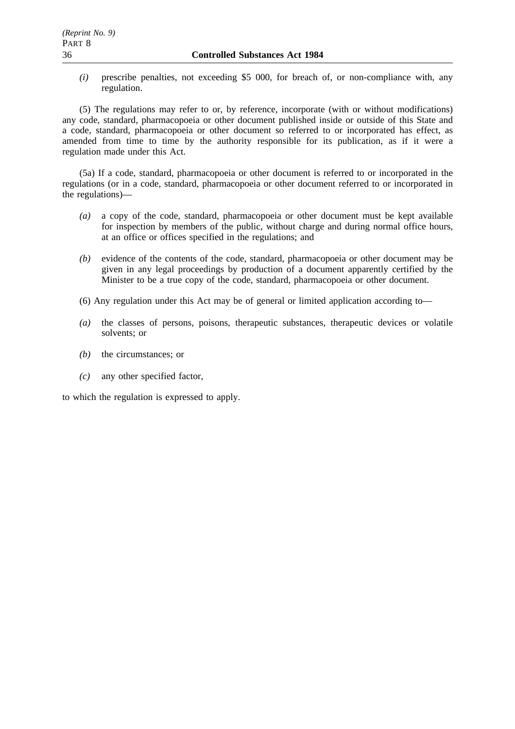*(i)* prescribe penalties, not exceeding $5 000, for breach of, or non-compliance with, any regulation.

(5) The regulations may refer to or, by reference, incorporate (with or without modifications) any code, standard, pharmacopoeia or other document published inside or outside of this State and a code, standard, pharmacopoeia or other document so referred to or incorporated has effect, as amended from time to time by the authority responsible for its publication, as if it were a regulation made under this Act.

(5a) If a code, standard, pharmacopoeia or other document is referred to or incorporated in the regulations (or in a code, standard, pharmacopoeia or other document referred to or incorporated in the regulations)—

*(a)* a copy of the code, standard, pharmacopoeia or other document must be kept available for inspection by members of the public, without charge and during normal office hours, at an office or offices specified in the regulations; and

*(b)* evidence of the contents of the code, standard, pharmacopoeia or other document may be given in any legal proceedings by production of a document apparently certified by the Minister to be a true copy of the code, standard, pharmacopoeia or other document.

(6) Any regulation under this Act may be of general or limited application according to—

*(a)* the classes of persons, poisons, therapeutic substances, therapeutic devices or volatile solvents; or

*(b)* the circumstances; or

*(c)* any other specified factor,

to which the regulation is expressed to apply.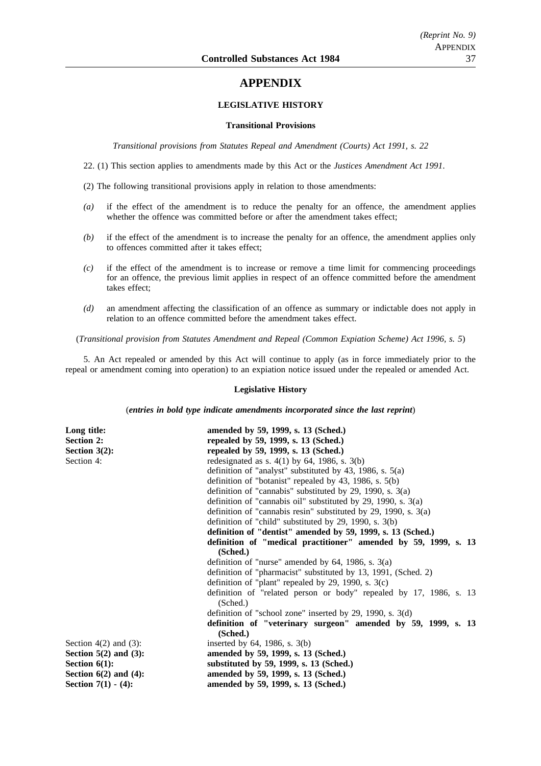# APPENDIX

### LEGISLATIVE HISTORY

#### Transitional Provisions

*Transitional provisions from Statutes Repeal and Amendment (Courts) Act 1991, s. 22*

22. (1) This section applies to amendments made by this Act or the *Justices Amendment Act 1991*.

(2) The following transitional provisions apply in relation to those amendments:

*(a)* if the effect of the amendment is to reduce the penalty for an offence, the amendment applies whether the offence was committed before or after the amendment takes effect;

*(b)* if the effect of the amendment is to increase the penalty for an offence, the amendment applies only to offences committed after it takes effect;

*(c)* if the effect of the amendment is to increase or remove a time limit for commencing proceedings for an offence, the previous limit applies in respect of an offence committed before the amendment takes effect;

*(d)* an amendment affecting the classification of an offence as summary or indictable does not apply in relation to an offence committed before the amendment takes effect.

(*Transitional provision from Statutes Amendment and Repeal (Common Expiation Scheme) Act 1996, s. 5*)

5. An Act repealed or amended by this Act will continue to apply (as in force immediately prior to the repeal or amendment coming into operation) to an expiation notice issued under the repealed or amended Act.

#### Legislative History

(***entries in bold type indicate amendments incorporated since the last reprint***)

| | |
|---|---|
| **Long title:** | **amended by 59, 1999, s. 13 (Sched.)** |
| **Section 2:** | **repealed by 59, 1999, s. 13 (Sched.)** |
| **Section 3(2):** | **repealed by 59, 1999, s. 13 (Sched.)** |
| Section 4: | redesignated as s. 4(1) by 64, 1986, s. 3(b) |
| | definition of "analyst" substituted by 43, 1986, s. 5(a) |
| | definition of "botanist" repealed by 43, 1986, s. 5(b) |
| | definition of "cannabis" substituted by 29, 1990, s. 3(a) |
| | definition of "cannabis oil" substituted by 29, 1990, s. 3(a) |
| | definition of "cannabis resin" substituted by 29, 1990, s. 3(a) |
| | definition of "child" substituted by 29, 1990, s. 3(b) |
| | **definition of "dentist" amended by 59, 1999, s. 13 (Sched.)** |
| | **definition of "medical practitioner" amended by 59, 1999, s. 13 (Sched.)** |
| | definition of "nurse" amended by 64, 1986, s. 3(a) |
| | definition of "pharmacist" substituted by 13, 1991, (Sched. 2) |
| | definition of "plant" repealed by 29, 1990, s. 3(c) |
| | definition of "related person or body" repealed by 17, 1986, s. 13 (Sched.) |
| | definition of "school zone" inserted by 29, 1990, s. 3(d) |
| | **definition of "veterinary surgeon" amended by 59, 1999, s. 13 (Sched.)** |
| Section 4(2) and (3): | inserted by 64, 1986, s. 3(b) |
| **Section 5(2) and (3):** | **amended by 59, 1999, s. 13 (Sched.)** |
| **Section 6(1):** | **substituted by 59, 1999, s. 13 (Sched.)** |
| **Section 6(2) and (4):** | **amended by 59, 1999, s. 13 (Sched.)** |
| **Section 7(1) - (4):** | **amended by 59, 1999, s. 13 (Sched.)** |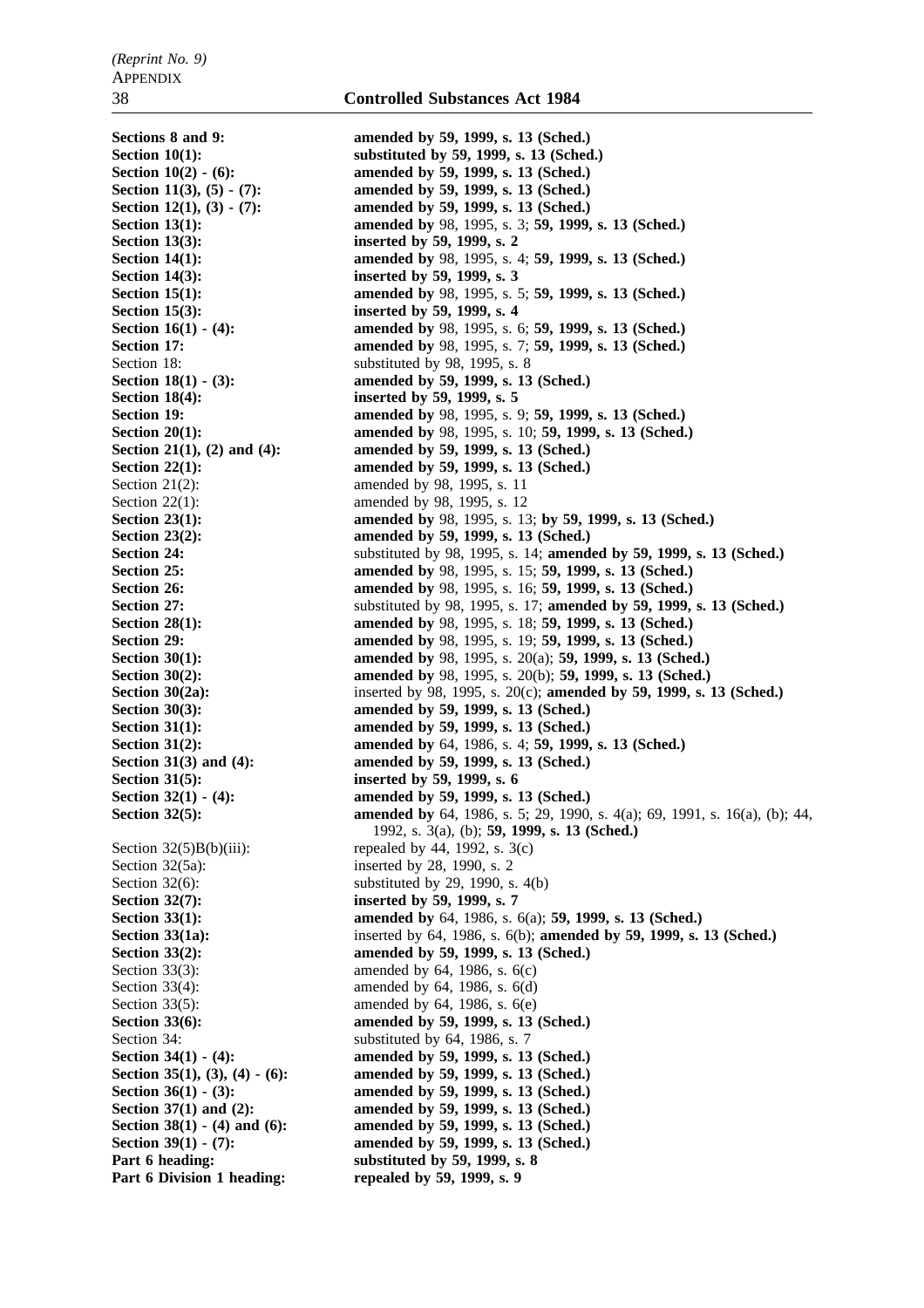*(Reprint No. 9)*
APPENDIX

**Controlled Substances Act 1984**

**Sections 8 and 9:** **amended by 59, 1999, s. 13 (Sched.)**
**Section 10(1):** **substituted by 59, 1999, s. 13 (Sched.)**
**Section 10(2) - (6):** **amended by 59, 1999, s. 13 (Sched.)**
**Section 11(3), (5) - (7):** **amended by 59, 1999, s. 13 (Sched.)**
**Section 12(1), (3) - (7):** **amended by 59, 1999, s. 13 (Sched.)**
**Section 13(1):** **amended by** 98, 1995, s. 3; **59, 1999, s. 13 (Sched.)**
**Section 13(3):** **inserted by 59, 1999, s. 2**
**Section 14(1):** **amended by** 98, 1995, s. 4; **59, 1999, s. 13 (Sched.)**
**Section 14(3):** **inserted by 59, 1999, s. 3**
**Section 15(1):** **amended by** 98, 1995, s. 5; **59, 1999, s. 13 (Sched.)**
**Section 15(3):** **inserted by 59, 1999, s. 4**
**Section 16(1) - (4):** **amended by** 98, 1995, s. 6; **59, 1999, s. 13 (Sched.)**
**Section 17:** **amended by** 98, 1995, s. 7; **59, 1999, s. 13 (Sched.)**
Section 18: substituted by 98, 1995, s. 8
**Section 18(1) - (3):** **amended by 59, 1999, s. 13 (Sched.)**
**Section 18(4):** **inserted by 59, 1999, s. 5**
**Section 19:** **amended by** 98, 1995, s. 9; **59, 1999, s. 13 (Sched.)**
**Section 20(1):** **amended by** 98, 1995, s. 10; **59, 1999, s. 13 (Sched.)**
**Section 21(1), (2) and (4):** **amended by 59, 1999, s. 13 (Sched.)**
**Section 22(1):** **amended by 59, 1999, s. 13 (Sched.)**
Section 21(2): amended by 98, 1995, s. 11
Section 22(1): amended by 98, 1995, s. 12
**Section 23(1):** **amended by** 98, 1995, s. 13; **by 59, 1999, s. 13 (Sched.)**
**Section 23(2):** **amended by 59, 1999, s. 13 (Sched.)**
**Section 24:** substituted by 98, 1995, s. 14; **amended by 59, 1999, s. 13 (Sched.)**
**Section 25:** **amended by** 98, 1995, s. 15; **59, 1999, s. 13 (Sched.)**
**Section 26:** **amended by** 98, 1995, s. 16; **59, 1999, s. 13 (Sched.)**
**Section 27:** substituted by 98, 1995, s. 17; **amended by 59, 1999, s. 13 (Sched.)**
**Section 28(1):** **amended by** 98, 1995, s. 18; **59, 1999, s. 13 (Sched.)**
**Section 29:** **amended by** 98, 1995, s. 19; **59, 1999, s. 13 (Sched.)**
**Section 30(1):** **amended by** 98, 1995, s. 20(a); **59, 1999, s. 13 (Sched.)**
**Section 30(2):** **amended by** 98, 1995, s. 20(b); **59, 1999, s. 13 (Sched.)**
**Section 30(2a):** inserted by 98, 1995, s. 20(c); **amended by 59, 1999, s. 13 (Sched.)**
**Section 30(3):** **amended by 59, 1999, s. 13 (Sched.)**
**Section 31(1):** **amended by 59, 1999, s. 13 (Sched.)**
**Section 31(2):** **amended by** 64, 1986, s. 4; **59, 1999, s. 13 (Sched.)**
**Section 31(3) and (4):** **amended by 59, 1999, s. 13 (Sched.)**
**Section 31(5):** **inserted by 59, 1999, s. 6**
**Section 32(1) - (4):** **amended by 59, 1999, s. 13 (Sched.)**
**Section 32(5):** **amended by** 64, 1986, s. 5; 29, 1990, s. 4(a); 69, 1991, s. 16(a), (b); 44, 1992, s. 3(a), (b); **59, 1999, s. 13 (Sched.)**
Section 32(5)B(b)(iii): repealed by 44, 1992, s. 3(c)
Section 32(5a): inserted by 28, 1990, s. 2
Section 32(6): substituted by 29, 1990, s. 4(b)
**Section 32(7):** **inserted by 59, 1999, s. 7**
**Section 33(1):** **amended by** 64, 1986, s. 6(a); **59, 1999, s. 13 (Sched.)**
**Section 33(1a):** inserted by 64, 1986, s. 6(b); **amended by 59, 1999, s. 13 (Sched.)**
**Section 33(2):** **amended by 59, 1999, s. 13 (Sched.)**
Section 33(3): amended by 64, 1986, s. 6(c)
Section 33(4): amended by 64, 1986, s. 6(d)
Section 33(5): amended by 64, 1986, s. 6(e)
**Section 33(6):** **amended by 59, 1999, s. 13 (Sched.)**
Section 34: substituted by 64, 1986, s. 7
**Section 34(1) - (4):** **amended by 59, 1999, s. 13 (Sched.)**
**Section 35(1), (3), (4) - (6):** **amended by 59, 1999, s. 13 (Sched.)**
**Section 36(1) - (3):** **amended by 59, 1999, s. 13 (Sched.)**
**Section 37(1) and (2):** **amended by 59, 1999, s. 13 (Sched.)**
**Section 38(1) - (4) and (6):** **amended by 59, 1999, s. 13 (Sched.)**
**Section 39(1) - (7):** **amended by 59, 1999, s. 13 (Sched.)**
**Part 6 heading:** **substituted by 59, 1999, s. 8**
**Part 6 Division 1 heading:** **repealed by 59, 1999, s. 9**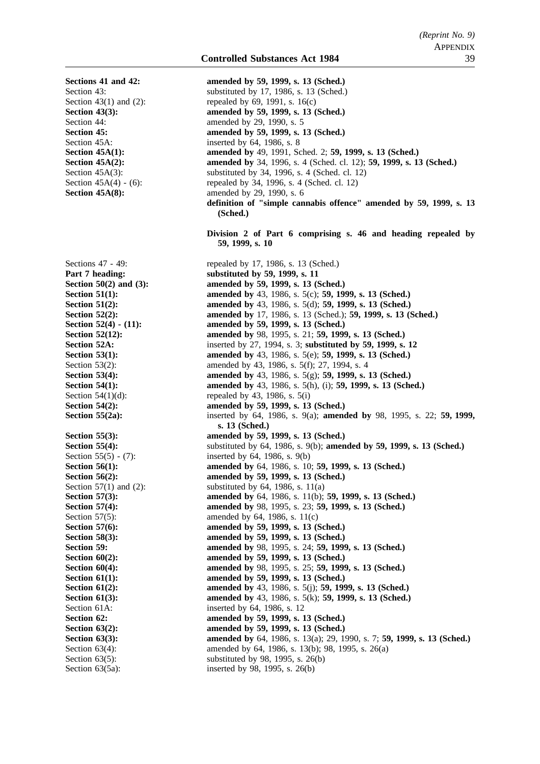| | |
|---|---|
| **Sections 41 and 42:** | **amended by 59, 1999, s. 13 (Sched.)** |
| Section 43: | substituted by 17, 1986, s. 13 (Sched.) |
| Section 43(1) and (2): | repealed by 69, 1991, s. 16(c) |
| **Section 43(3):** | **amended by 59, 1999, s. 13 (Sched.)** |
| Section 44: | amended by 29, 1990, s. 5 |
| **Section 45:** | **amended by 59, 1999, s. 13 (Sched.)** |
| Section 45A: | inserted by 64, 1986, s. 8 |
| **Section 45A(1):** | **amended by** 49, 1991, Sched. 2; **59, 1999, s. 13 (Sched.)** |
| **Section 45A(2):** | **amended by** 34, 1996, s. 4 (Sched. cl. 12); **59, 1999, s. 13 (Sched.)** |
| Section 45A(3): | substituted by 34, 1996, s. 4 (Sched. cl. 12) |
| Section 45A(4) - (6): | repealed by 34, 1996, s. 4 (Sched. cl. 12) |
| **Section 45A(8):** | amended by 29, 1990, s. 6 |
| | **definition of "simple cannabis offence" amended by 59, 1999, s. 13 (Sched.)** |
| | **Division 2 of Part 6 comprising s. 46 and heading repealed by 59, 1999, s. 10** |
| Sections 47 - 49: | repealed by 17, 1986, s. 13 (Sched.) |
| **Part 7 heading:** | **substituted by 59, 1999, s. 11** |
| **Section 50(2) and (3):** | **amended by 59, 1999, s. 13 (Sched.)** |
| **Section 51(1):** | **amended by** 43, 1986, s. 5(c); **59, 1999, s. 13 (Sched.)** |
| **Section 51(2):** | **amended by** 43, 1986, s. 5(d); **59, 1999, s. 13 (Sched.)** |
| **Section 52(2):** | **amended by** 17, 1986, s. 13 (Sched.); **59, 1999, s. 13 (Sched.)** |
| **Section 52(4) - (11):** | **amended by 59, 1999, s. 13 (Sched.)** |
| **Section 52(12):** | **amended by** 98, 1995, s. 21; **59, 1999, s. 13 (Sched.)** |
| **Section 52A:** | inserted by 27, 1994, s. 3; **substituted by 59, 1999, s. 12** |
| **Section 53(1):** | **amended by** 43, 1986, s. 5(e); **59, 1999, s. 13 (Sched.)** |
| Section 53(2): | amended by 43, 1986, s. 5(f); 27, 1994, s. 4 |
| **Section 53(4):** | **amended by** 43, 1986, s. 5(g); **59, 1999, s. 13 (Sched.)** |
| **Section 54(1):** | **amended by** 43, 1986, s. 5(h), (i); **59, 1999, s. 13 (Sched.)** |
| Section 54(1)(d): | repealed by 43, 1986, s. 5(i) |
| **Section 54(2):** | **amended by 59, 1999, s. 13 (Sched.)** |
| **Section 55(2a):** | inserted by 64, 1986, s. 9(a); **amended by** 98, 1995, s. 22; **59, 1999, s. 13 (Sched.)** |
| **Section 55(3):** | **amended by 59, 1999, s. 13 (Sched.)** |
| **Section 55(4):** | substituted by 64, 1986, s. 9(b); **amended by 59, 1999, s. 13 (Sched.)** |
| Section 55(5) - (7): | inserted by 64, 1986, s. 9(b) |
| **Section 56(1):** | **amended by** 64, 1986, s. 10; **59, 1999, s. 13 (Sched.)** |
| **Section 56(2):** | **amended by 59, 1999, s. 13 (Sched.)** |
| Section 57(1) and (2): | substituted by 64, 1986, s. 11(a) |
| **Section 57(3):** | **amended by** 64, 1986, s. 11(b); **59, 1999, s. 13 (Sched.)** |
| **Section 57(4):** | **amended by** 98, 1995, s. 23; **59, 1999, s. 13 (Sched.)** |
| Section 57(5): | amended by 64, 1986, s. 11(c) |
| **Section 57(6):** | **amended by 59, 1999, s. 13 (Sched.)** |
| **Section 58(3):** | **amended by 59, 1999, s. 13 (Sched.)** |
| **Section 59:** | **amended by** 98, 1995, s. 24; **59, 1999, s. 13 (Sched.)** |
| **Section 60(2):** | **amended by 59, 1999, s. 13 (Sched.)** |
| **Section 60(4):** | **amended by** 98, 1995, s. 25; **59, 1999, s. 13 (Sched.)** |
| **Section 61(1):** | **amended by 59, 1999, s. 13 (Sched.)** |
| **Section 61(2):** | **amended by** 43, 1986, s. 5(j); **59, 1999, s. 13 (Sched.)** |
| **Section 61(3):** | **amended by** 43, 1986, s. 5(k); **59, 1999, s. 13 (Sched.)** |
| Section 61A: | inserted by 64, 1986, s. 12 |
| **Section 62:** | **amended by 59, 1999, s. 13 (Sched.)** |
| **Section 63(2):** | **amended by 59, 1999, s. 13 (Sched.)** |
| **Section 63(3):** | **amended by** 64, 1986, s. 13(a); 29, 1990, s. 7; **59, 1999, s. 13 (Sched.)** |
| Section 63(4): | amended by 64, 1986, s. 13(b); 98, 1995, s. 26(a) |
| Section 63(5): | substituted by 98, 1995, s. 26(b) |
| Section 63(5a): | inserted by 98, 1995, s. 26(b) |